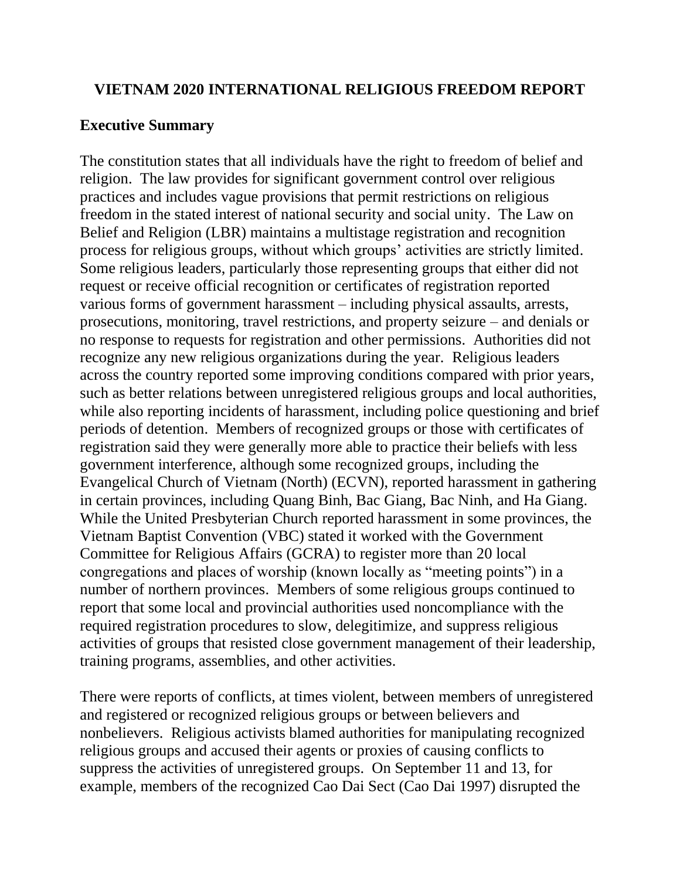# VIETNAM 2020 INTERNATIONAL RELIGIOUS FREEDOM REPORT

## Executive Summary

The constitution states that all individuals have the right to freedom of belief and religion. The law provides for significant government control over religious practices and includes vague provisions that permit restrictions on religious freedom in the stated interest of national security and social unity. The Law on Belief and Religion (LBR) maintains a multistage registration and recognition process for religious groups, without which groups' activities are strictly limited. Some religious leaders, particularly those representing groups that either did not request or receive official recognition or certificates of registration reported various forms of government harassment – including physical assaults, arrests, prosecutions, monitoring, travel restrictions, and property seizure – and denials or no response to requests for registration and other permissions. Authorities did not recognize any new religious organizations during the year. Religious leaders across the country reported some improving conditions compared with prior years, such as better relations between unregistered religious groups and local authorities, while also reporting incidents of harassment, including police questioning and brief periods of detention. Members of recognized groups or those with certificates of registration said they were generally more able to practice their beliefs with less government interference, although some recognized groups, including the Evangelical Church of Vietnam (North) (ECVN), reported harassment in gathering in certain provinces, including Quang Binh, Bac Giang, Bac Ninh, and Ha Giang. While the United Presbyterian Church reported harassment in some provinces, the Vietnam Baptist Convention (VBC) stated it worked with the Government Committee for Religious Affairs (GCRA) to register more than 20 local congregations and places of worship (known locally as "meeting points") in a number of northern provinces. Members of some religious groups continued to report that some local and provincial authorities used noncompliance with the required registration procedures to slow, delegitimize, and suppress religious activities of groups that resisted close government management of their leadership, training programs, assemblies, and other activities.

There were reports of conflicts, at times violent, between members of unregistered and registered or recognized religious groups or between believers and nonbelievers. Religious activists blamed authorities for manipulating recognized religious groups and accused their agents or proxies of causing conflicts to suppress the activities of unregistered groups. On September 11 and 13, for example, members of the recognized Cao Dai Sect (Cao Dai 1997) disrupted the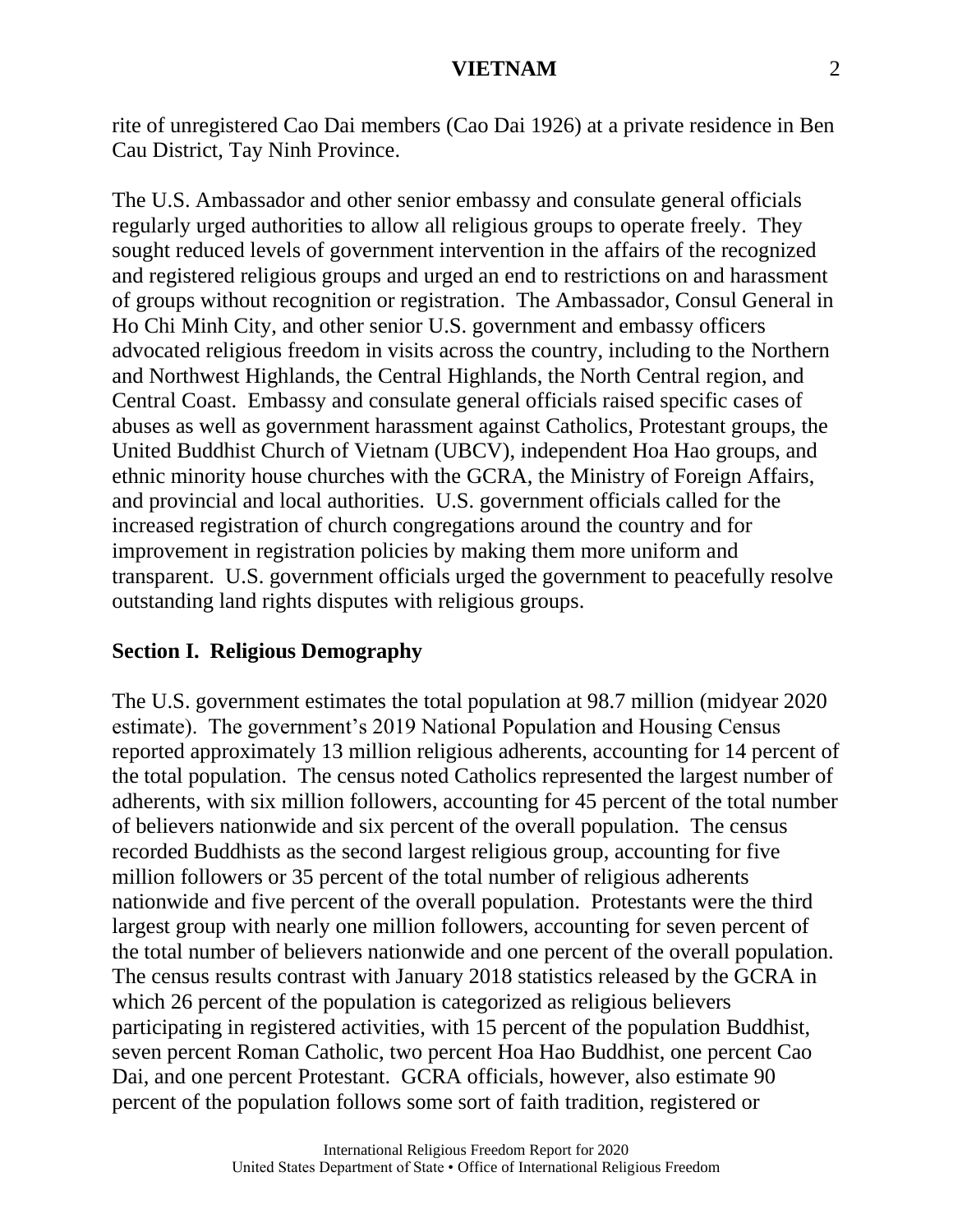rite of unregistered Cao Dai members (Cao Dai 1926) at a private residence in Ben Cau District, Tay Ninh Province.

The U.S. Ambassador and other senior embassy and consulate general officials regularly urged authorities to allow all religious groups to operate freely. They sought reduced levels of government intervention in the affairs of the recognized and registered religious groups and urged an end to restrictions on and harassment of groups without recognition or registration. The Ambassador, Consul General in Ho Chi Minh City, and other senior U.S. government and embassy officers advocated religious freedom in visits across the country, including to the Northern and Northwest Highlands, the Central Highlands, the North Central region, and Central Coast. Embassy and consulate general officials raised specific cases of abuses as well as government harassment against Catholics, Protestant groups, the United Buddhist Church of Vietnam (UBCV), independent Hoa Hao groups, and ethnic minority house churches with the GCRA, the Ministry of Foreign Affairs, and provincial and local authorities. U.S. government officials called for the increased registration of church congregations around the country and for improvement in registration policies by making them more uniform and transparent. U.S. government officials urged the government to peacefully resolve outstanding land rights disputes with religious groups.

## Section I. Religious Demography

The U.S. government estimates the total population at 98.7 million (midyear 2020 estimate). The government's 2019 National Population and Housing Census reported approximately 13 million religious adherents, accounting for 14 percent of the total population. The census noted Catholics represented the largest number of adherents, with six million followers, accounting for 45 percent of the total number of believers nationwide and six percent of the overall population. The census recorded Buddhists as the second largest religious group, accounting for five million followers or 35 percent of the total number of religious adherents nationwide and five percent of the overall population. Protestants were the third largest group with nearly one million followers, accounting for seven percent of the total number of believers nationwide and one percent of the overall population. The census results contrast with January 2018 statistics released by the GCRA in which 26 percent of the population is categorized as religious believers participating in registered activities, with 15 percent of the population Buddhist, seven percent Roman Catholic, two percent Hoa Hao Buddhist, one percent Cao Dai, and one percent Protestant. GCRA officials, however, also estimate 90 percent of the population follows some sort of faith tradition, registered or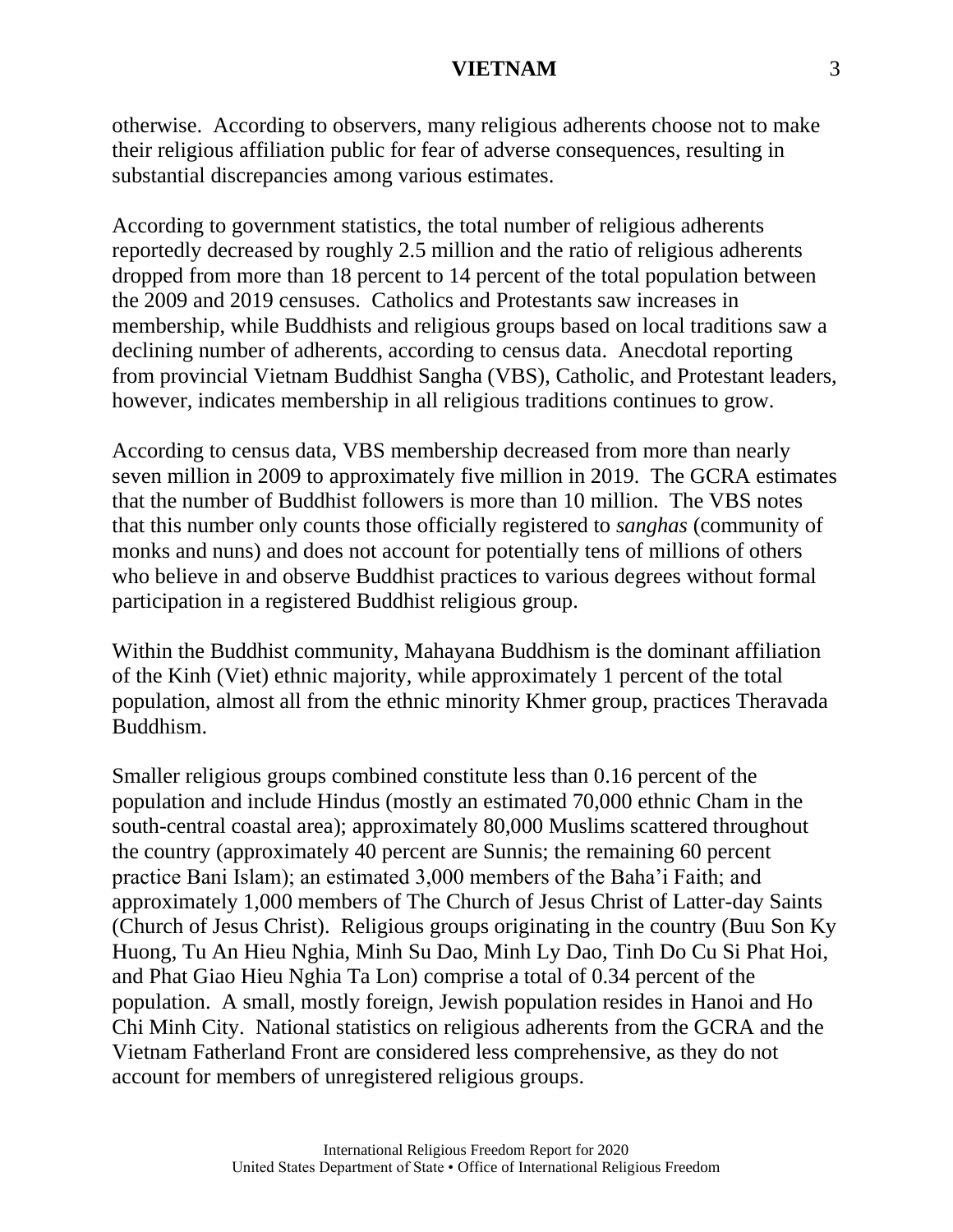otherwise. According to observers, many religious adherents choose not to make their religious affiliation public for fear of adverse consequences, resulting in substantial discrepancies among various estimates.

According to government statistics, the total number of religious adherents reportedly decreased by roughly 2.5 million and the ratio of religious adherents dropped from more than 18 percent to 14 percent of the total population between the 2009 and 2019 censuses. Catholics and Protestants saw increases in membership, while Buddhists and religious groups based on local traditions saw a declining number of adherents, according to census data. Anecdotal reporting from provincial Vietnam Buddhist Sangha (VBS), Catholic, and Protestant leaders, however, indicates membership in all religious traditions continues to grow.

According to census data, VBS membership decreased from more than nearly seven million in 2009 to approximately five million in 2019. The GCRA estimates that the number of Buddhist followers is more than 10 million. The VBS notes that this number only counts those officially registered to *sanghas* (community of monks and nuns) and does not account for potentially tens of millions of others who believe in and observe Buddhist practices to various degrees without formal participation in a registered Buddhist religious group.

Within the Buddhist community, Mahayana Buddhism is the dominant affiliation of the Kinh (Viet) ethnic majority, while approximately 1 percent of the total population, almost all from the ethnic minority Khmer group, practices Theravada Buddhism.

Smaller religious groups combined constitute less than 0.16 percent of the population and include Hindus (mostly an estimated 70,000 ethnic Cham in the south-central coastal area); approximately 80,000 Muslims scattered throughout the country (approximately 40 percent are Sunnis; the remaining 60 percent practice Bani Islam); an estimated 3,000 members of the Baha'i Faith; and approximately 1,000 members of The Church of Jesus Christ of Latter-day Saints (Church of Jesus Christ). Religious groups originating in the country (Buu Son Ky Huong, Tu An Hieu Nghia, Minh Su Dao, Minh Ly Dao, Tinh Do Cu Si Phat Hoi, and Phat Giao Hieu Nghia Ta Lon) comprise a total of 0.34 percent of the population. A small, mostly foreign, Jewish population resides in Hanoi and Ho Chi Minh City. National statistics on religious adherents from the GCRA and the Vietnam Fatherland Front are considered less comprehensive, as they do not account for members of unregistered religious groups.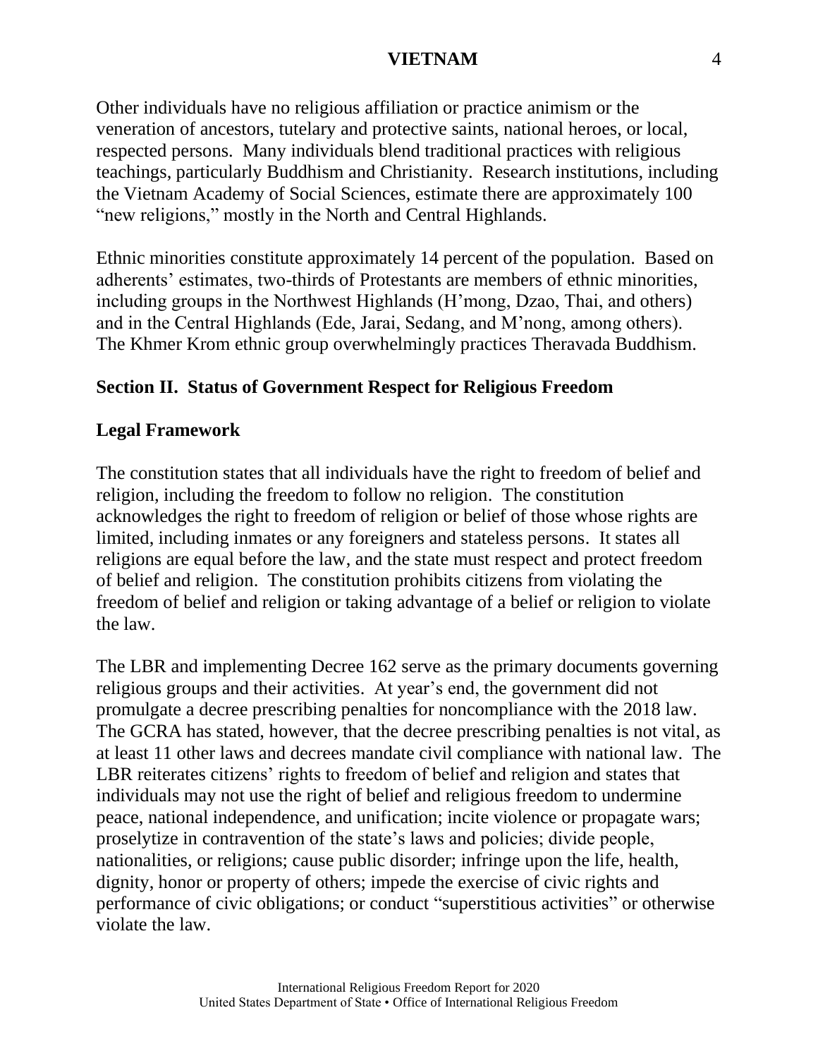Other individuals have no religious affiliation or practice animism or the veneration of ancestors, tutelary and protective saints, national heroes, or local, respected persons. Many individuals blend traditional practices with religious teachings, particularly Buddhism and Christianity. Research institutions, including the Vietnam Academy of Social Sciences, estimate there are approximately 100 "new religions," mostly in the North and Central Highlands.

Ethnic minorities constitute approximately 14 percent of the population. Based on adherents' estimates, two-thirds of Protestants are members of ethnic minorities, including groups in the Northwest Highlands (H'mong, Dzao, Thai, and others) and in the Central Highlands (Ede, Jarai, Sedang, and M'nong, among others). The Khmer Krom ethnic group overwhelmingly practices Theravada Buddhism.

## Section II. Status of Government Respect for Religious Freedom

### Legal Framework

The constitution states that all individuals have the right to freedom of belief and religion, including the freedom to follow no religion. The constitution acknowledges the right to freedom of religion or belief of those whose rights are limited, including inmates or any foreigners and stateless persons. It states all religions are equal before the law, and the state must respect and protect freedom of belief and religion. The constitution prohibits citizens from violating the freedom of belief and religion or taking advantage of a belief or religion to violate the law.

The LBR and implementing Decree 162 serve as the primary documents governing religious groups and their activities. At year's end, the government did not promulgate a decree prescribing penalties for noncompliance with the 2018 law. The GCRA has stated, however, that the decree prescribing penalties is not vital, as at least 11 other laws and decrees mandate civil compliance with national law. The LBR reiterates citizens' rights to freedom of belief and religion and states that individuals may not use the right of belief and religious freedom to undermine peace, national independence, and unification; incite violence or propagate wars; proselytize in contravention of the state's laws and policies; divide people, nationalities, or religions; cause public disorder; infringe upon the life, health, dignity, honor or property of others; impede the exercise of civic rights and performance of civic obligations; or conduct "superstitious activities" or otherwise violate the law.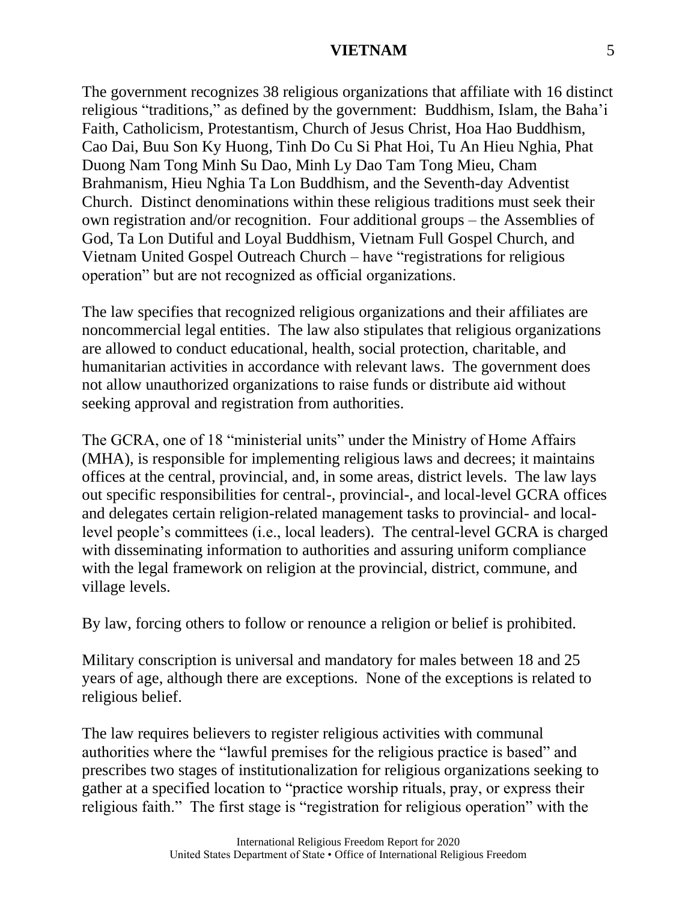The government recognizes 38 religious organizations that affiliate with 16 distinct religious "traditions," as defined by the government: Buddhism, Islam, the Baha'i Faith, Catholicism, Protestantism, Church of Jesus Christ, Hoa Hao Buddhism, Cao Dai, Buu Son Ky Huong, Tinh Do Cu Si Phat Hoi, Tu An Hieu Nghia, Phat Duong Nam Tong Minh Su Dao, Minh Ly Dao Tam Tong Mieu, Cham Brahmanism, Hieu Nghia Ta Lon Buddhism, and the Seventh-day Adventist Church. Distinct denominations within these religious traditions must seek their own registration and/or recognition. Four additional groups – the Assemblies of God, Ta Lon Dutiful and Loyal Buddhism, Vietnam Full Gospel Church, and Vietnam United Gospel Outreach Church – have "registrations for religious operation" but are not recognized as official organizations.

The law specifies that recognized religious organizations and their affiliates are noncommercial legal entities. The law also stipulates that religious organizations are allowed to conduct educational, health, social protection, charitable, and humanitarian activities in accordance with relevant laws. The government does not allow unauthorized organizations to raise funds or distribute aid without seeking approval and registration from authorities.

The GCRA, one of 18 "ministerial units" under the Ministry of Home Affairs (MHA), is responsible for implementing religious laws and decrees; it maintains offices at the central, provincial, and, in some areas, district levels. The law lays out specific responsibilities for central-, provincial-, and local-level GCRA offices and delegates certain religion-related management tasks to provincial- and local-level people's committees (i.e., local leaders). The central-level GCRA is charged with disseminating information to authorities and assuring uniform compliance with the legal framework on religion at the provincial, district, commune, and village levels.

By law, forcing others to follow or renounce a religion or belief is prohibited.

Military conscription is universal and mandatory for males between 18 and 25 years of age, although there are exceptions. None of the exceptions is related to religious belief.

The law requires believers to register religious activities with communal authorities where the "lawful premises for the religious practice is based" and prescribes two stages of institutionalization for religious organizations seeking to gather at a specified location to "practice worship rituals, pray, or express their religious faith." The first stage is "registration for religious operation" with the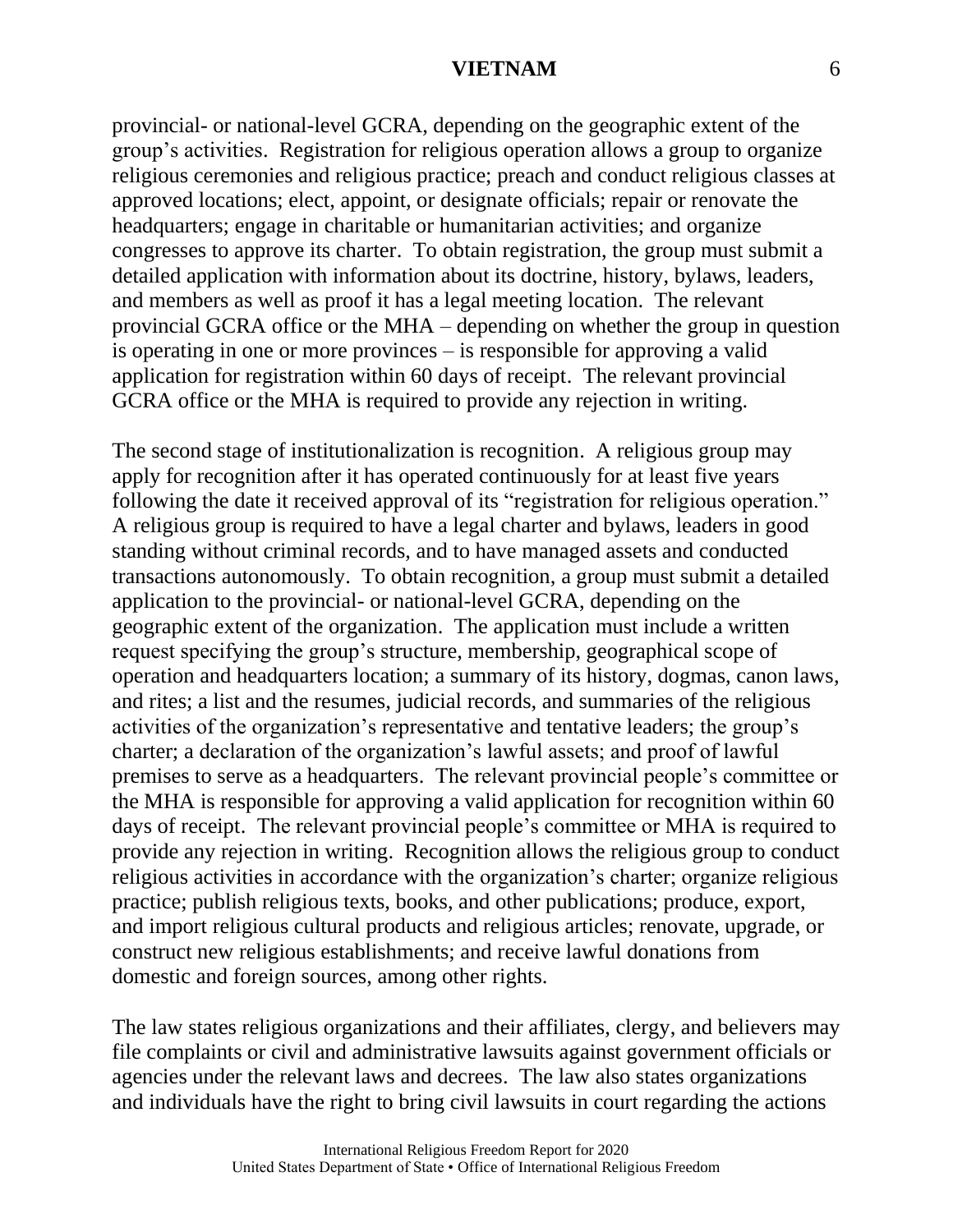provincial- or national-level GCRA, depending on the geographic extent of the group's activities. Registration for religious operation allows a group to organize religious ceremonies and religious practice; preach and conduct religious classes at approved locations; elect, appoint, or designate officials; repair or renovate the headquarters; engage in charitable or humanitarian activities; and organize congresses to approve its charter. To obtain registration, the group must submit a detailed application with information about its doctrine, history, bylaws, leaders, and members as well as proof it has a legal meeting location. The relevant provincial GCRA office or the MHA – depending on whether the group in question is operating in one or more provinces – is responsible for approving a valid application for registration within 60 days of receipt. The relevant provincial GCRA office or the MHA is required to provide any rejection in writing.

The second stage of institutionalization is recognition. A religious group may apply for recognition after it has operated continuously for at least five years following the date it received approval of its "registration for religious operation." A religious group is required to have a legal charter and bylaws, leaders in good standing without criminal records, and to have managed assets and conducted transactions autonomously. To obtain recognition, a group must submit a detailed application to the provincial- or national-level GCRA, depending on the geographic extent of the organization. The application must include a written request specifying the group's structure, membership, geographical scope of operation and headquarters location; a summary of its history, dogmas, canon laws, and rites; a list and the resumes, judicial records, and summaries of the religious activities of the organization's representative and tentative leaders; the group's charter; a declaration of the organization's lawful assets; and proof of lawful premises to serve as a headquarters. The relevant provincial people's committee or the MHA is responsible for approving a valid application for recognition within 60 days of receipt. The relevant provincial people's committee or MHA is required to provide any rejection in writing. Recognition allows the religious group to conduct religious activities in accordance with the organization's charter; organize religious practice; publish religious texts, books, and other publications; produce, export, and import religious cultural products and religious articles; renovate, upgrade, or construct new religious establishments; and receive lawful donations from domestic and foreign sources, among other rights.

The law states religious organizations and their affiliates, clergy, and believers may file complaints or civil and administrative lawsuits against government officials or agencies under the relevant laws and decrees. The law also states organizations and individuals have the right to bring civil lawsuits in court regarding the actions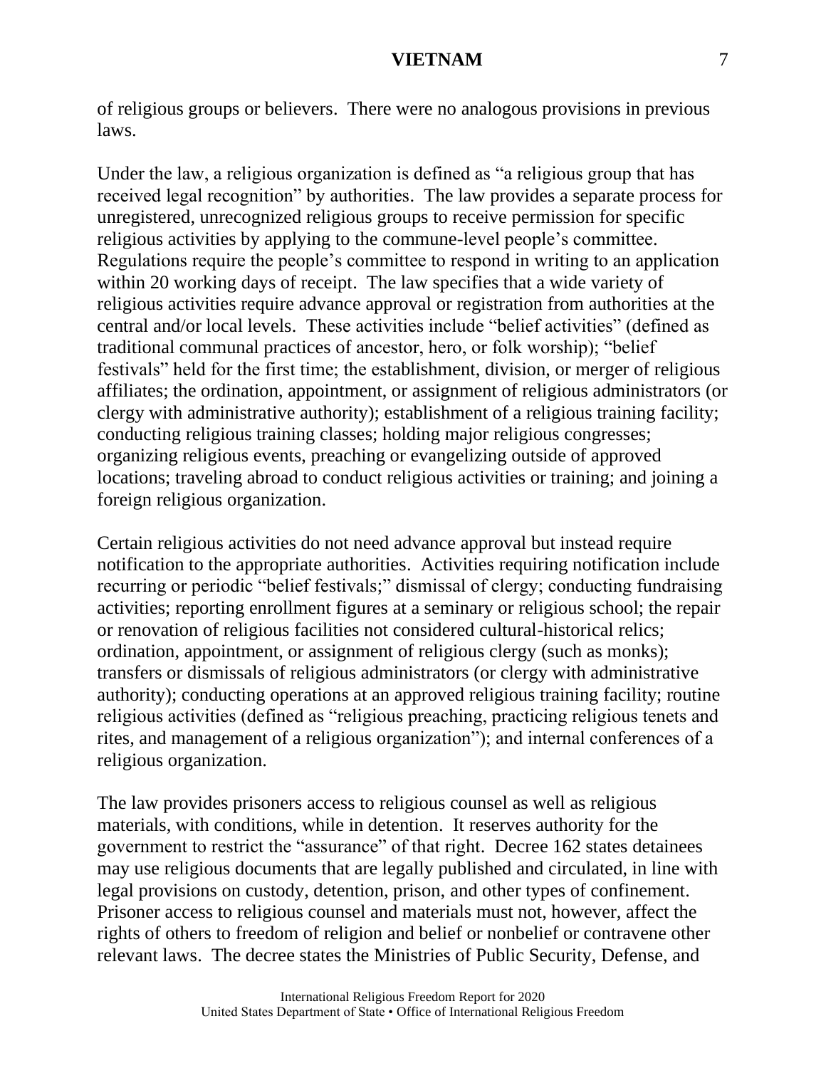of religious groups or believers. There were no analogous provisions in previous laws.

Under the law, a religious organization is defined as "a religious group that has received legal recognition" by authorities. The law provides a separate process for unregistered, unrecognized religious groups to receive permission for specific religious activities by applying to the commune-level people's committee. Regulations require the people's committee to respond in writing to an application within 20 working days of receipt. The law specifies that a wide variety of religious activities require advance approval or registration from authorities at the central and/or local levels. These activities include "belief activities" (defined as traditional communal practices of ancestor, hero, or folk worship); "belief festivals" held for the first time; the establishment, division, or merger of religious affiliates; the ordination, appointment, or assignment of religious administrators (or clergy with administrative authority); establishment of a religious training facility; conducting religious training classes; holding major religious congresses; organizing religious events, preaching or evangelizing outside of approved locations; traveling abroad to conduct religious activities or training; and joining a foreign religious organization.

Certain religious activities do not need advance approval but instead require notification to the appropriate authorities. Activities requiring notification include recurring or periodic "belief festivals;" dismissal of clergy; conducting fundraising activities; reporting enrollment figures at a seminary or religious school; the repair or renovation of religious facilities not considered cultural-historical relics; ordination, appointment, or assignment of religious clergy (such as monks); transfers or dismissals of religious administrators (or clergy with administrative authority); conducting operations at an approved religious training facility; routine religious activities (defined as "religious preaching, practicing religious tenets and rites, and management of a religious organization"); and internal conferences of a religious organization.

The law provides prisoners access to religious counsel as well as religious materials, with conditions, while in detention. It reserves authority for the government to restrict the "assurance" of that right. Decree 162 states detainees may use religious documents that are legally published and circulated, in line with legal provisions on custody, detention, prison, and other types of confinement. Prisoner access to religious counsel and materials must not, however, affect the rights of others to freedom of religion and belief or nonbelief or contravene other relevant laws. The decree states the Ministries of Public Security, Defense, and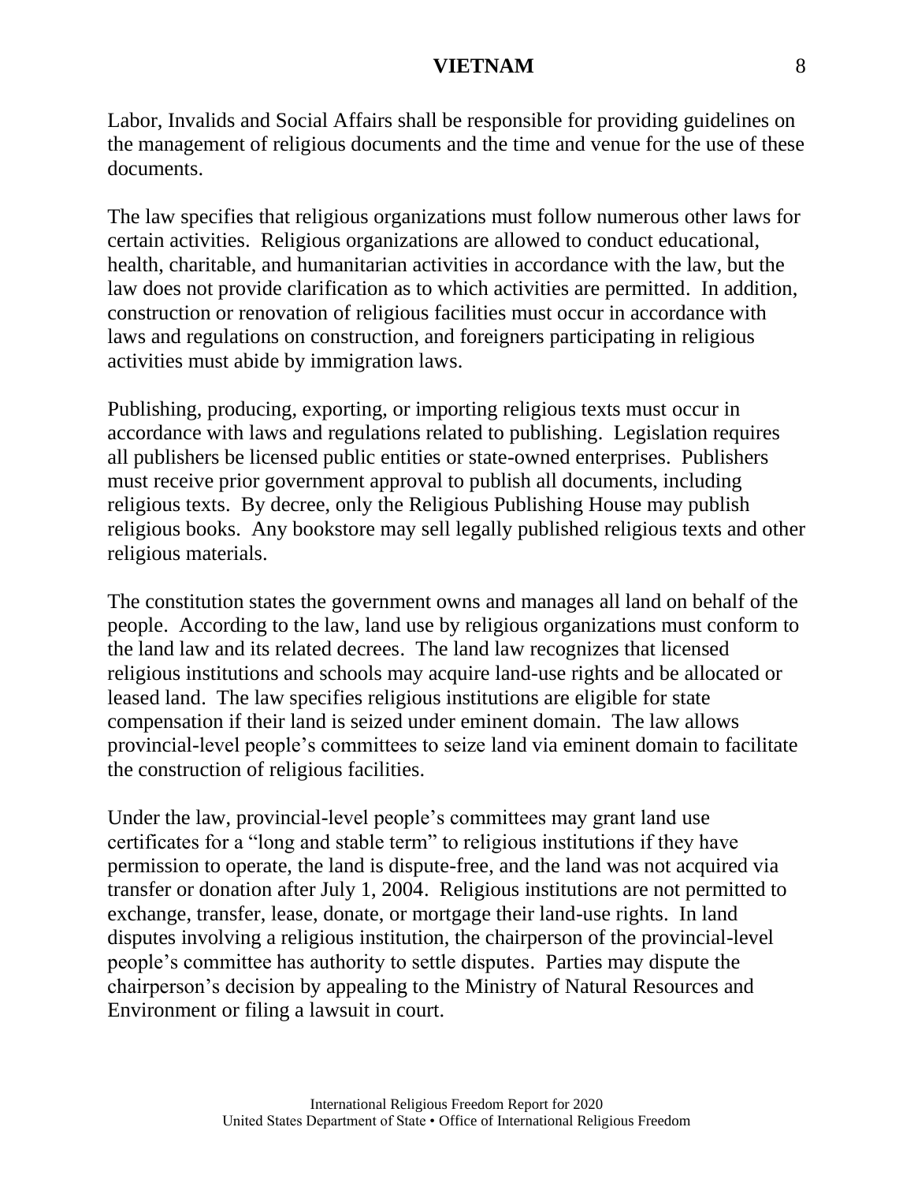Labor, Invalids and Social Affairs shall be responsible for providing guidelines on the management of religious documents and the time and venue for the use of these documents.

The law specifies that religious organizations must follow numerous other laws for certain activities. Religious organizations are allowed to conduct educational, health, charitable, and humanitarian activities in accordance with the law, but the law does not provide clarification as to which activities are permitted. In addition, construction or renovation of religious facilities must occur in accordance with laws and regulations on construction, and foreigners participating in religious activities must abide by immigration laws.

Publishing, producing, exporting, or importing religious texts must occur in accordance with laws and regulations related to publishing. Legislation requires all publishers be licensed public entities or state-owned enterprises. Publishers must receive prior government approval to publish all documents, including religious texts. By decree, only the Religious Publishing House may publish religious books. Any bookstore may sell legally published religious texts and other religious materials.

The constitution states the government owns and manages all land on behalf of the people. According to the law, land use by religious organizations must conform to the land law and its related decrees. The land law recognizes that licensed religious institutions and schools may acquire land-use rights and be allocated or leased land. The law specifies religious institutions are eligible for state compensation if their land is seized under eminent domain. The law allows provincial-level people's committees to seize land via eminent domain to facilitate the construction of religious facilities.

Under the law, provincial-level people's committees may grant land use certificates for a "long and stable term" to religious institutions if they have permission to operate, the land is dispute-free, and the land was not acquired via transfer or donation after July 1, 2004. Religious institutions are not permitted to exchange, transfer, lease, donate, or mortgage their land-use rights. In land disputes involving a religious institution, the chairperson of the provincial-level people's committee has authority to settle disputes. Parties may dispute the chairperson's decision by appealing to the Ministry of Natural Resources and Environment or filing a lawsuit in court.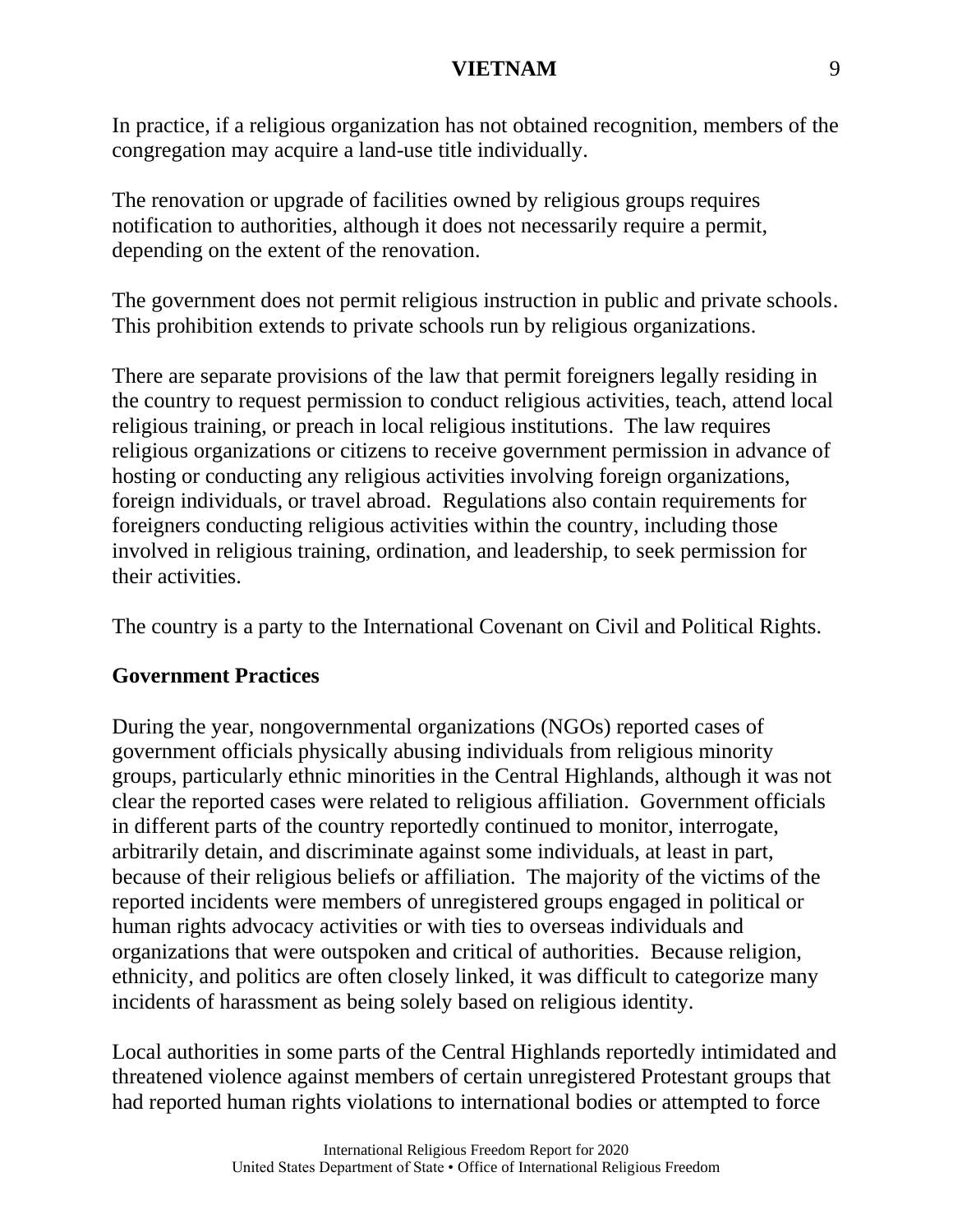In practice, if a religious organization has not obtained recognition, members of the congregation may acquire a land-use title individually.

The renovation or upgrade of facilities owned by religious groups requires notification to authorities, although it does not necessarily require a permit, depending on the extent of the renovation.

The government does not permit religious instruction in public and private schools. This prohibition extends to private schools run by religious organizations.

There are separate provisions of the law that permit foreigners legally residing in the country to request permission to conduct religious activities, teach, attend local religious training, or preach in local religious institutions. The law requires religious organizations or citizens to receive government permission in advance of hosting or conducting any religious activities involving foreign organizations, foreign individuals, or travel abroad. Regulations also contain requirements for foreigners conducting religious activities within the country, including those involved in religious training, ordination, and leadership, to seek permission for their activities.

The country is a party to the International Covenant on Civil and Political Rights.

## Government Practices

During the year, nongovernmental organizations (NGOs) reported cases of government officials physically abusing individuals from religious minority groups, particularly ethnic minorities in the Central Highlands, although it was not clear the reported cases were related to religious affiliation. Government officials in different parts of the country reportedly continued to monitor, interrogate, arbitrarily detain, and discriminate against some individuals, at least in part, because of their religious beliefs or affiliation. The majority of the victims of the reported incidents were members of unregistered groups engaged in political or human rights advocacy activities or with ties to overseas individuals and organizations that were outspoken and critical of authorities. Because religion, ethnicity, and politics are often closely linked, it was difficult to categorize many incidents of harassment as being solely based on religious identity.

Local authorities in some parts of the Central Highlands reportedly intimidated and threatened violence against members of certain unregistered Protestant groups that had reported human rights violations to international bodies or attempted to force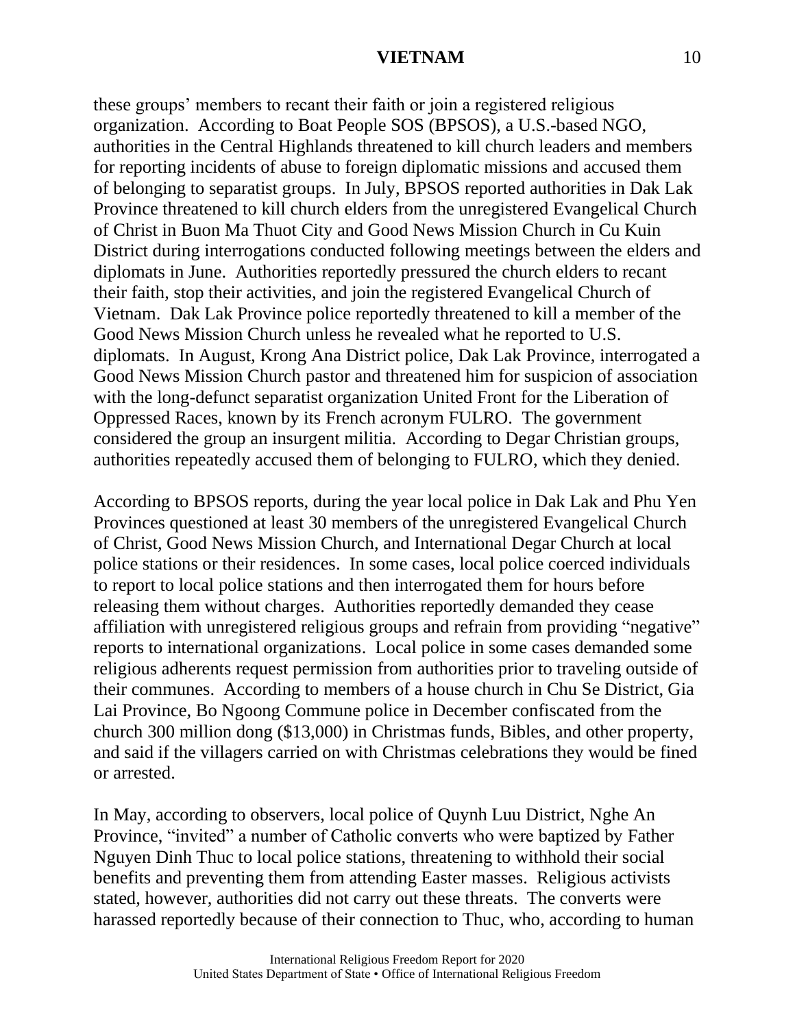these groups' members to recant their faith or join a registered religious organization. According to Boat People SOS (BPSOS), a U.S.-based NGO, authorities in the Central Highlands threatened to kill church leaders and members for reporting incidents of abuse to foreign diplomatic missions and accused them of belonging to separatist groups. In July, BPSOS reported authorities in Dak Lak Province threatened to kill church elders from the unregistered Evangelical Church of Christ in Buon Ma Thuot City and Good News Mission Church in Cu Kuin District during interrogations conducted following meetings between the elders and diplomats in June. Authorities reportedly pressured the church elders to recant their faith, stop their activities, and join the registered Evangelical Church of Vietnam. Dak Lak Province police reportedly threatened to kill a member of the Good News Mission Church unless he revealed what he reported to U.S. diplomats. In August, Krong Ana District police, Dak Lak Province, interrogated a Good News Mission Church pastor and threatened him for suspicion of association with the long-defunct separatist organization United Front for the Liberation of Oppressed Races, known by its French acronym FULRO. The government considered the group an insurgent militia. According to Degar Christian groups, authorities repeatedly accused them of belonging to FULRO, which they denied.

According to BPSOS reports, during the year local police in Dak Lak and Phu Yen Provinces questioned at least 30 members of the unregistered Evangelical Church of Christ, Good News Mission Church, and International Degar Church at local police stations or their residences. In some cases, local police coerced individuals to report to local police stations and then interrogated them for hours before releasing them without charges. Authorities reportedly demanded they cease affiliation with unregistered religious groups and refrain from providing "negative" reports to international organizations. Local police in some cases demanded some religious adherents request permission from authorities prior to traveling outside of their communes. According to members of a house church in Chu Se District, Gia Lai Province, Bo Ngoong Commune police in December confiscated from the church 300 million dong ($13,000) in Christmas funds, Bibles, and other property, and said if the villagers carried on with Christmas celebrations they would be fined or arrested.

In May, according to observers, local police of Quynh Luu District, Nghe An Province, "invited" a number of Catholic converts who were baptized by Father Nguyen Dinh Thuc to local police stations, threatening to withhold their social benefits and preventing them from attending Easter masses. Religious activists stated, however, authorities did not carry out these threats. The converts were harassed reportedly because of their connection to Thuc, who, according to human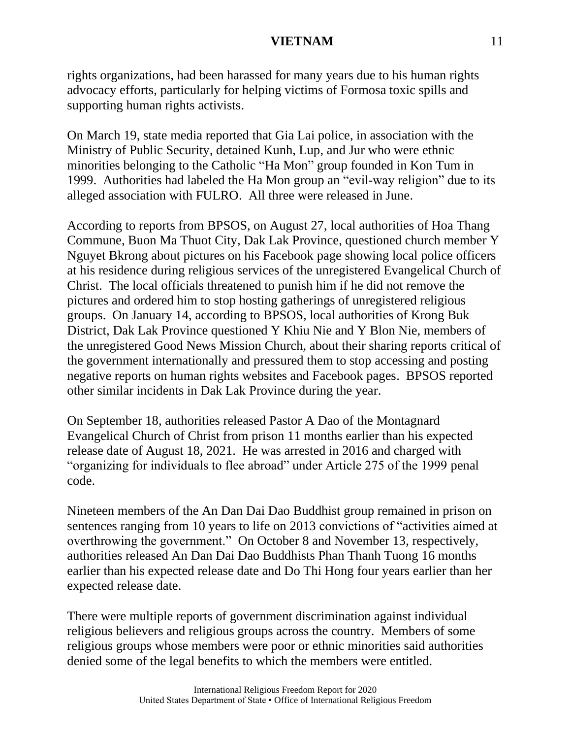rights organizations, had been harassed for many years due to his human rights advocacy efforts, particularly for helping victims of Formosa toxic spills and supporting human rights activists.

On March 19, state media reported that Gia Lai police, in association with the Ministry of Public Security, detained Kunh, Lup, and Jur who were ethnic minorities belonging to the Catholic "Ha Mon" group founded in Kon Tum in 1999. Authorities had labeled the Ha Mon group an "evil-way religion" due to its alleged association with FULRO. All three were released in June.

According to reports from BPSOS, on August 27, local authorities of Hoa Thang Commune, Buon Ma Thuot City, Dak Lak Province, questioned church member Y Nguyet Bkrong about pictures on his Facebook page showing local police officers at his residence during religious services of the unregistered Evangelical Church of Christ. The local officials threatened to punish him if he did not remove the pictures and ordered him to stop hosting gatherings of unregistered religious groups. On January 14, according to BPSOS, local authorities of Krong Buk District, Dak Lak Province questioned Y Khiu Nie and Y Blon Nie, members of the unregistered Good News Mission Church, about their sharing reports critical of the government internationally and pressured them to stop accessing and posting negative reports on human rights websites and Facebook pages. BPSOS reported other similar incidents in Dak Lak Province during the year.

On September 18, authorities released Pastor A Dao of the Montagnard Evangelical Church of Christ from prison 11 months earlier than his expected release date of August 18, 2021. He was arrested in 2016 and charged with "organizing for individuals to flee abroad" under Article 275 of the 1999 penal code.

Nineteen members of the An Dan Dai Dao Buddhist group remained in prison on sentences ranging from 10 years to life on 2013 convictions of "activities aimed at overthrowing the government." On October 8 and November 13, respectively, authorities released An Dan Dai Dao Buddhists Phan Thanh Tuong 16 months earlier than his expected release date and Do Thi Hong four years earlier than her expected release date.

There were multiple reports of government discrimination against individual religious believers and religious groups across the country. Members of some religious groups whose members were poor or ethnic minorities said authorities denied some of the legal benefits to which the members were entitled.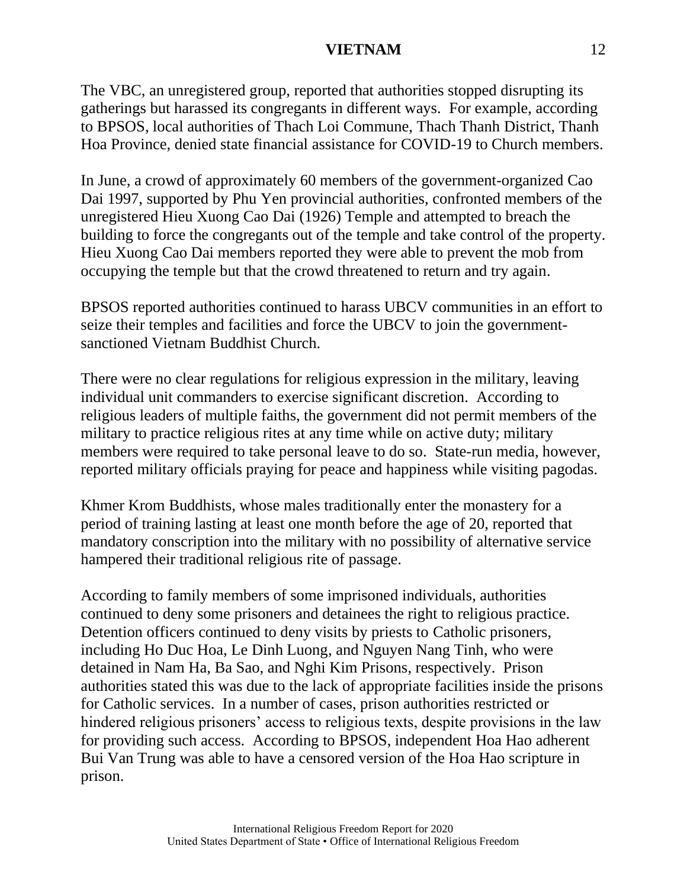The VBC, an unregistered group, reported that authorities stopped disrupting its gatherings but harassed its congregants in different ways. For example, according to BPSOS, local authorities of Thach Loi Commune, Thach Thanh District, Thanh Hoa Province, denied state financial assistance for COVID-19 to Church members.

In June, a crowd of approximately 60 members of the government-organized Cao Dai 1997, supported by Phu Yen provincial authorities, confronted members of the unregistered Hieu Xuong Cao Dai (1926) Temple and attempted to breach the building to force the congregants out of the temple and take control of the property. Hieu Xuong Cao Dai members reported they were able to prevent the mob from occupying the temple but that the crowd threatened to return and try again.

BPSOS reported authorities continued to harass UBCV communities in an effort to seize their temples and facilities and force the UBCV to join the government-sanctioned Vietnam Buddhist Church.

There were no clear regulations for religious expression in the military, leaving individual unit commanders to exercise significant discretion. According to religious leaders of multiple faiths, the government did not permit members of the military to practice religious rites at any time while on active duty; military members were required to take personal leave to do so. State-run media, however, reported military officials praying for peace and happiness while visiting pagodas.

Khmer Krom Buddhists, whose males traditionally enter the monastery for a period of training lasting at least one month before the age of 20, reported that mandatory conscription into the military with no possibility of alternative service hampered their traditional religious rite of passage.

According to family members of some imprisoned individuals, authorities continued to deny some prisoners and detainees the right to religious practice. Detention officers continued to deny visits by priests to Catholic prisoners, including Ho Duc Hoa, Le Dinh Luong, and Nguyen Nang Tinh, who were detained in Nam Ha, Ba Sao, and Nghi Kim Prisons, respectively. Prison authorities stated this was due to the lack of appropriate facilities inside the prisons for Catholic services. In a number of cases, prison authorities restricted or hindered religious prisoners' access to religious texts, despite provisions in the law for providing such access. According to BPSOS, independent Hoa Hao adherent Bui Van Trung was able to have a censored version of the Hoa Hao scripture in prison.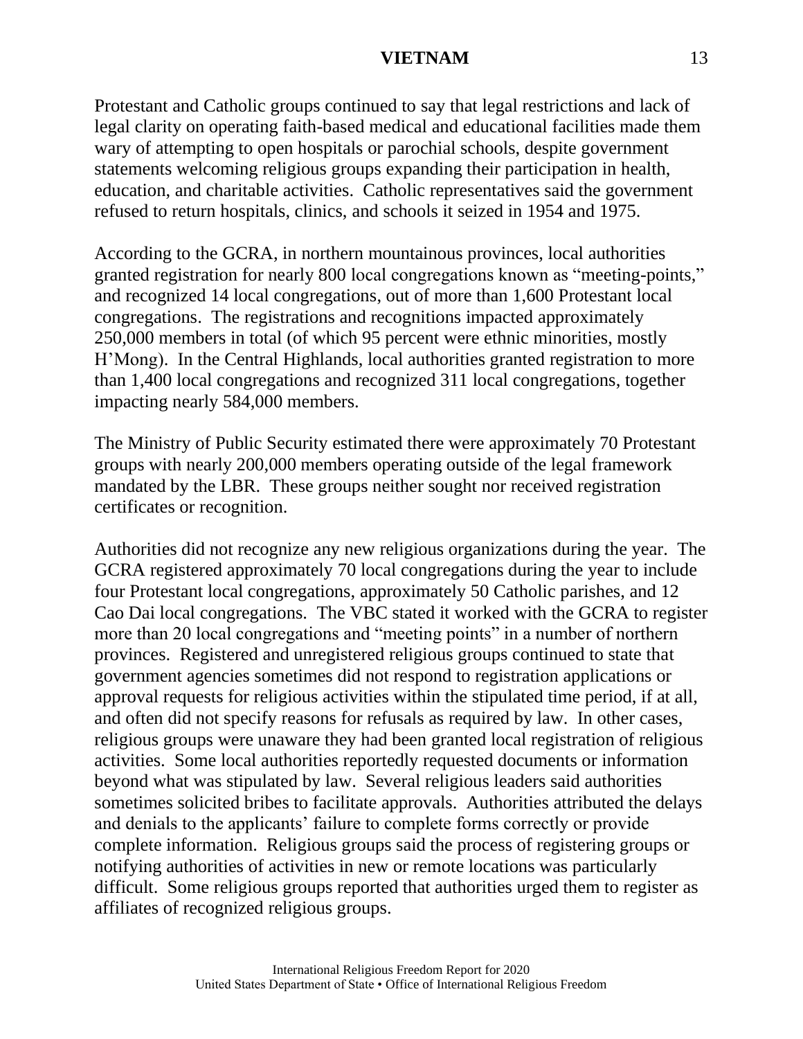Protestant and Catholic groups continued to say that legal restrictions and lack of legal clarity on operating faith-based medical and educational facilities made them wary of attempting to open hospitals or parochial schools, despite government statements welcoming religious groups expanding their participation in health, education, and charitable activities. Catholic representatives said the government refused to return hospitals, clinics, and schools it seized in 1954 and 1975.

According to the GCRA, in northern mountainous provinces, local authorities granted registration for nearly 800 local congregations known as "meeting-points," and recognized 14 local congregations, out of more than 1,600 Protestant local congregations. The registrations and recognitions impacted approximately 250,000 members in total (of which 95 percent were ethnic minorities, mostly H'Mong). In the Central Highlands, local authorities granted registration to more than 1,400 local congregations and recognized 311 local congregations, together impacting nearly 584,000 members.

The Ministry of Public Security estimated there were approximately 70 Protestant groups with nearly 200,000 members operating outside of the legal framework mandated by the LBR. These groups neither sought nor received registration certificates or recognition.

Authorities did not recognize any new religious organizations during the year. The GCRA registered approximately 70 local congregations during the year to include four Protestant local congregations, approximately 50 Catholic parishes, and 12 Cao Dai local congregations. The VBC stated it worked with the GCRA to register more than 20 local congregations and "meeting points" in a number of northern provinces. Registered and unregistered religious groups continued to state that government agencies sometimes did not respond to registration applications or approval requests for religious activities within the stipulated time period, if at all, and often did not specify reasons for refusals as required by law. In other cases, religious groups were unaware they had been granted local registration of religious activities. Some local authorities reportedly requested documents or information beyond what was stipulated by law. Several religious leaders said authorities sometimes solicited bribes to facilitate approvals. Authorities attributed the delays and denials to the applicants' failure to complete forms correctly or provide complete information. Religious groups said the process of registering groups or notifying authorities of activities in new or remote locations was particularly difficult. Some religious groups reported that authorities urged them to register as affiliates of recognized religious groups.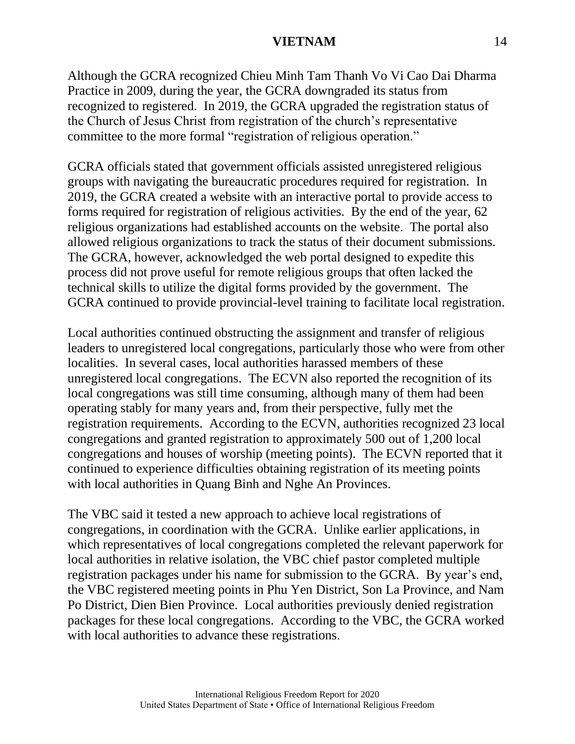Although the GCRA recognized Chieu Minh Tam Thanh Vo Vi Cao Dai Dharma Practice in 2009, during the year, the GCRA downgraded its status from recognized to registered. In 2019, the GCRA upgraded the registration status of the Church of Jesus Christ from registration of the church's representative committee to the more formal "registration of religious operation."

GCRA officials stated that government officials assisted unregistered religious groups with navigating the bureaucratic procedures required for registration. In 2019, the GCRA created a website with an interactive portal to provide access to forms required for registration of religious activities. By the end of the year, 62 religious organizations had established accounts on the website. The portal also allowed religious organizations to track the status of their document submissions. The GCRA, however, acknowledged the web portal designed to expedite this process did not prove useful for remote religious groups that often lacked the technical skills to utilize the digital forms provided by the government. The GCRA continued to provide provincial-level training to facilitate local registration.

Local authorities continued obstructing the assignment and transfer of religious leaders to unregistered local congregations, particularly those who were from other localities. In several cases, local authorities harassed members of these unregistered local congregations. The ECVN also reported the recognition of its local congregations was still time consuming, although many of them had been operating stably for many years and, from their perspective, fully met the registration requirements. According to the ECVN, authorities recognized 23 local congregations and granted registration to approximately 500 out of 1,200 local congregations and houses of worship (meeting points). The ECVN reported that it continued to experience difficulties obtaining registration of its meeting points with local authorities in Quang Binh and Nghe An Provinces.

The VBC said it tested a new approach to achieve local registrations of congregations, in coordination with the GCRA. Unlike earlier applications, in which representatives of local congregations completed the relevant paperwork for local authorities in relative isolation, the VBC chief pastor completed multiple registration packages under his name for submission to the GCRA. By year's end, the VBC registered meeting points in Phu Yen District, Son La Province, and Nam Po District, Dien Bien Province. Local authorities previously denied registration packages for these local congregations. According to the VBC, the GCRA worked with local authorities to advance these registrations.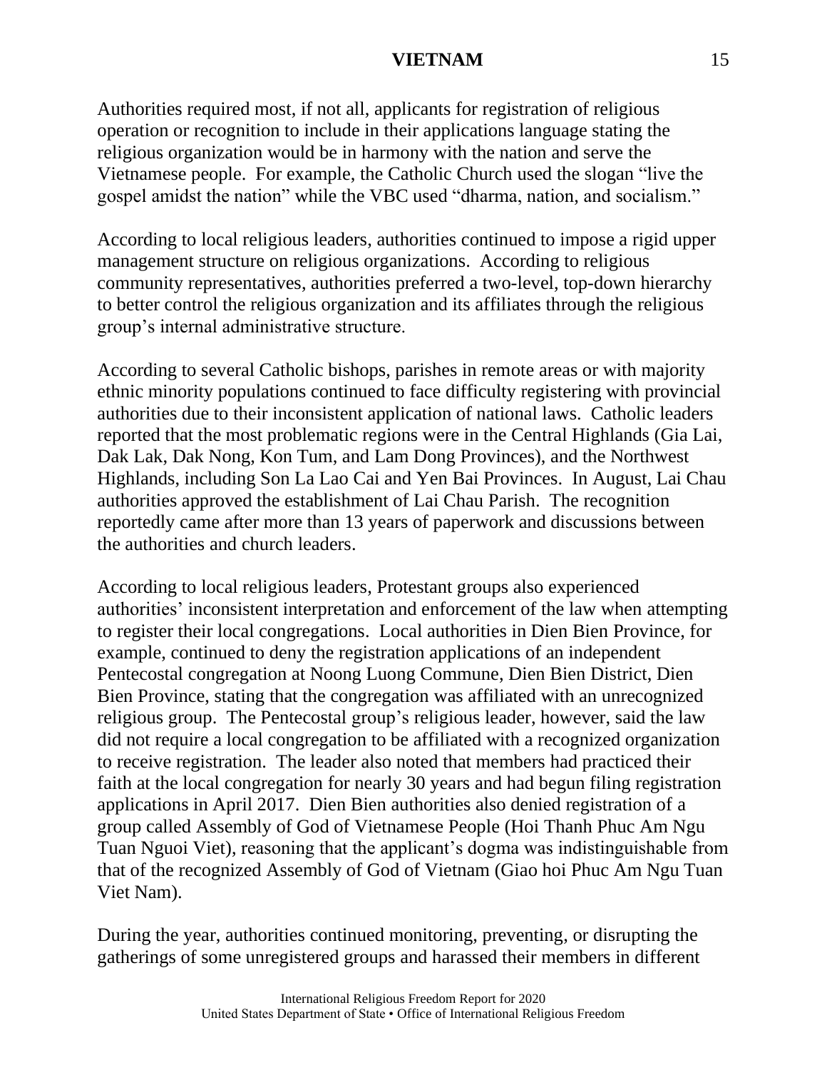Authorities required most, if not all, applicants for registration of religious operation or recognition to include in their applications language stating the religious organization would be in harmony with the nation and serve the Vietnamese people. For example, the Catholic Church used the slogan "live the gospel amidst the nation" while the VBC used "dharma, nation, and socialism."

According to local religious leaders, authorities continued to impose a rigid upper management structure on religious organizations. According to religious community representatives, authorities preferred a two-level, top-down hierarchy to better control the religious organization and its affiliates through the religious group's internal administrative structure.

According to several Catholic bishops, parishes in remote areas or with majority ethnic minority populations continued to face difficulty registering with provincial authorities due to their inconsistent application of national laws. Catholic leaders reported that the most problematic regions were in the Central Highlands (Gia Lai, Dak Lak, Dak Nong, Kon Tum, and Lam Dong Provinces), and the Northwest Highlands, including Son La Lao Cai and Yen Bai Provinces. In August, Lai Chau authorities approved the establishment of Lai Chau Parish. The recognition reportedly came after more than 13 years of paperwork and discussions between the authorities and church leaders.

According to local religious leaders, Protestant groups also experienced authorities' inconsistent interpretation and enforcement of the law when attempting to register their local congregations. Local authorities in Dien Bien Province, for example, continued to deny the registration applications of an independent Pentecostal congregation at Noong Luong Commune, Dien Bien District, Dien Bien Province, stating that the congregation was affiliated with an unrecognized religious group. The Pentecostal group's religious leader, however, said the law did not require a local congregation to be affiliated with a recognized organization to receive registration. The leader also noted that members had practiced their faith at the local congregation for nearly 30 years and had begun filing registration applications in April 2017. Dien Bien authorities also denied registration of a group called Assembly of God of Vietnamese People (Hoi Thanh Phuc Am Ngu Tuan Nguoi Viet), reasoning that the applicant's dogma was indistinguishable from that of the recognized Assembly of God of Vietnam (Giao hoi Phuc Am Ngu Tuan Viet Nam).

During the year, authorities continued monitoring, preventing, or disrupting the gatherings of some unregistered groups and harassed their members in different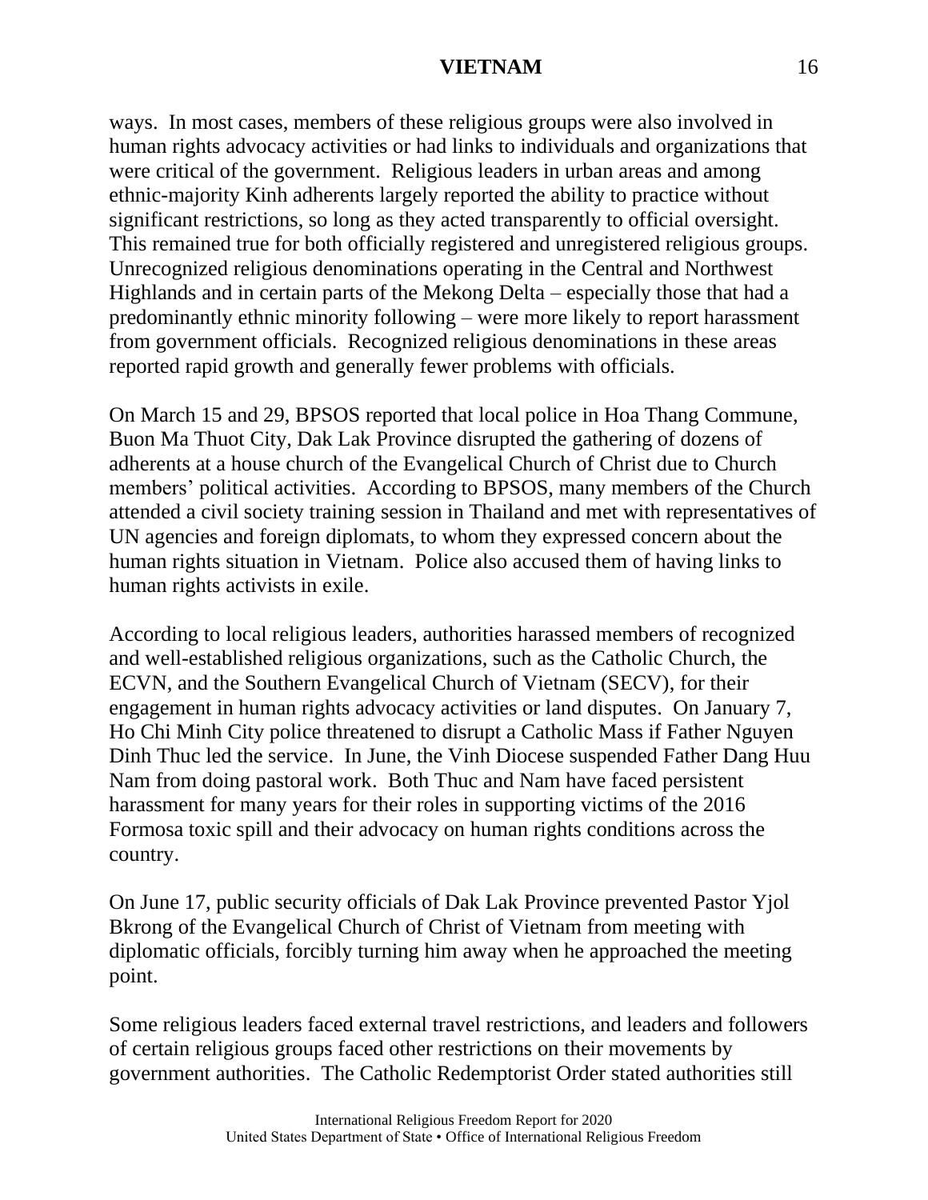ways. In most cases, members of these religious groups were also involved in human rights advocacy activities or had links to individuals and organizations that were critical of the government. Religious leaders in urban areas and among ethnic-majority Kinh adherents largely reported the ability to practice without significant restrictions, so long as they acted transparently to official oversight. This remained true for both officially registered and unregistered religious groups. Unrecognized religious denominations operating in the Central and Northwest Highlands and in certain parts of the Mekong Delta – especially those that had a predominantly ethnic minority following – were more likely to report harassment from government officials. Recognized religious denominations in these areas reported rapid growth and generally fewer problems with officials.

On March 15 and 29, BPSOS reported that local police in Hoa Thang Commune, Buon Ma Thuot City, Dak Lak Province disrupted the gathering of dozens of adherents at a house church of the Evangelical Church of Christ due to Church members' political activities. According to BPSOS, many members of the Church attended a civil society training session in Thailand and met with representatives of UN agencies and foreign diplomats, to whom they expressed concern about the human rights situation in Vietnam. Police also accused them of having links to human rights activists in exile.

According to local religious leaders, authorities harassed members of recognized and well-established religious organizations, such as the Catholic Church, the ECVN, and the Southern Evangelical Church of Vietnam (SECV), for their engagement in human rights advocacy activities or land disputes. On January 7, Ho Chi Minh City police threatened to disrupt a Catholic Mass if Father Nguyen Dinh Thuc led the service. In June, the Vinh Diocese suspended Father Dang Huu Nam from doing pastoral work. Both Thuc and Nam have faced persistent harassment for many years for their roles in supporting victims of the 2016 Formosa toxic spill and their advocacy on human rights conditions across the country.

On June 17, public security officials of Dak Lak Province prevented Pastor Yjol Bkrong of the Evangelical Church of Christ of Vietnam from meeting with diplomatic officials, forcibly turning him away when he approached the meeting point.

Some religious leaders faced external travel restrictions, and leaders and followers of certain religious groups faced other restrictions on their movements by government authorities. The Catholic Redemptorist Order stated authorities still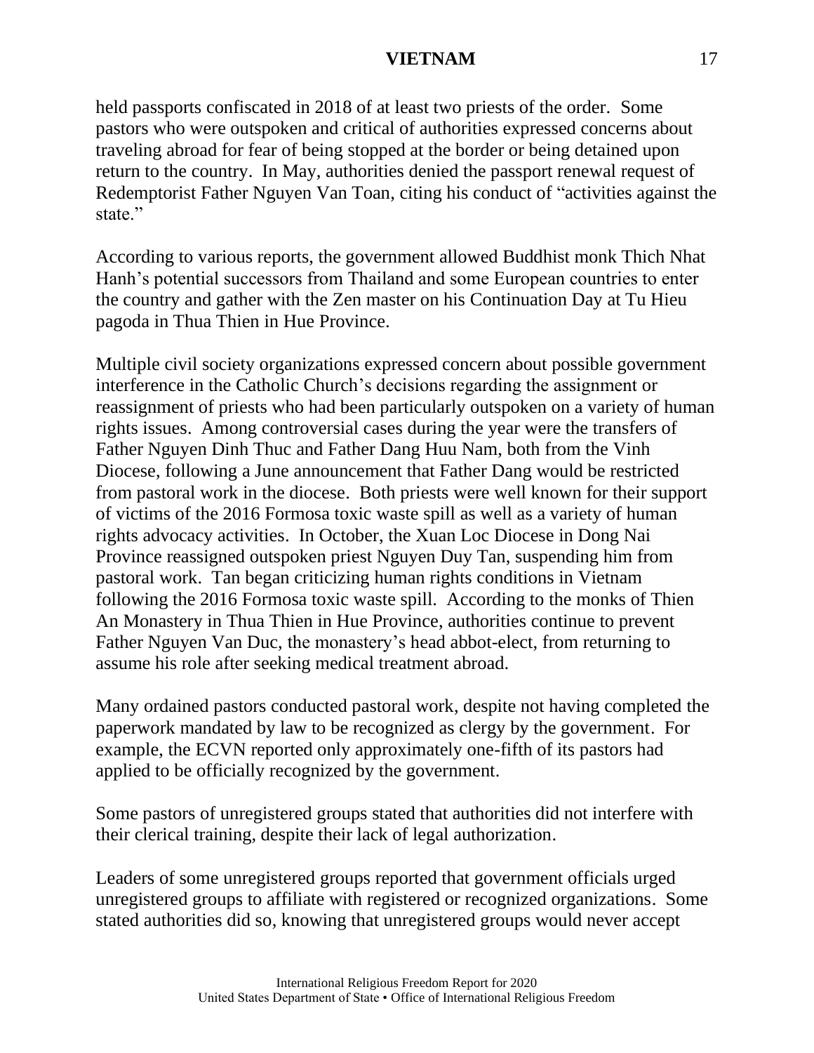held passports confiscated in 2018 of at least two priests of the order. Some pastors who were outspoken and critical of authorities expressed concerns about traveling abroad for fear of being stopped at the border or being detained upon return to the country. In May, authorities denied the passport renewal request of Redemptorist Father Nguyen Van Toan, citing his conduct of "activities against the state."

According to various reports, the government allowed Buddhist monk Thich Nhat Hanh's potential successors from Thailand and some European countries to enter the country and gather with the Zen master on his Continuation Day at Tu Hieu pagoda in Thua Thien in Hue Province.

Multiple civil society organizations expressed concern about possible government interference in the Catholic Church's decisions regarding the assignment or reassignment of priests who had been particularly outspoken on a variety of human rights issues. Among controversial cases during the year were the transfers of Father Nguyen Dinh Thuc and Father Dang Huu Nam, both from the Vinh Diocese, following a June announcement that Father Dang would be restricted from pastoral work in the diocese. Both priests were well known for their support of victims of the 2016 Formosa toxic waste spill as well as a variety of human rights advocacy activities. In October, the Xuan Loc Diocese in Dong Nai Province reassigned outspoken priest Nguyen Duy Tan, suspending him from pastoral work. Tan began criticizing human rights conditions in Vietnam following the 2016 Formosa toxic waste spill. According to the monks of Thien An Monastery in Thua Thien in Hue Province, authorities continue to prevent Father Nguyen Van Duc, the monastery's head abbot-elect, from returning to assume his role after seeking medical treatment abroad.

Many ordained pastors conducted pastoral work, despite not having completed the paperwork mandated by law to be recognized as clergy by the government. For example, the ECVN reported only approximately one-fifth of its pastors had applied to be officially recognized by the government.

Some pastors of unregistered groups stated that authorities did not interfere with their clerical training, despite their lack of legal authorization.

Leaders of some unregistered groups reported that government officials urged unregistered groups to affiliate with registered or recognized organizations. Some stated authorities did so, knowing that unregistered groups would never accept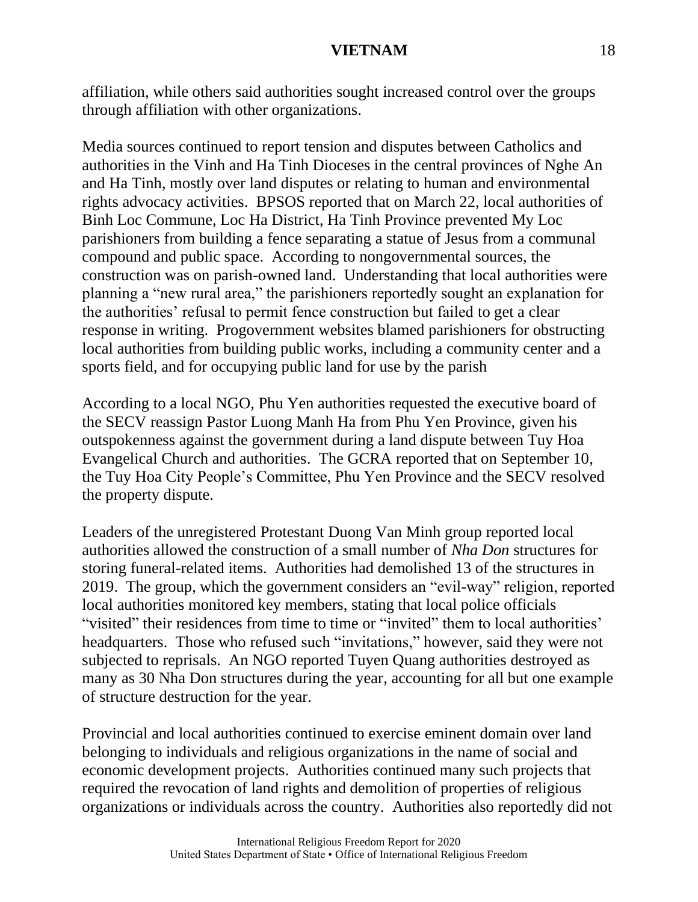affiliation, while others said authorities sought increased control over the groups through affiliation with other organizations.

Media sources continued to report tension and disputes between Catholics and authorities in the Vinh and Ha Tinh Dioceses in the central provinces of Nghe An and Ha Tinh, mostly over land disputes or relating to human and environmental rights advocacy activities. BPSOS reported that on March 22, local authorities of Binh Loc Commune, Loc Ha District, Ha Tinh Province prevented My Loc parishioners from building a fence separating a statue of Jesus from a communal compound and public space. According to nongovernmental sources, the construction was on parish-owned land. Understanding that local authorities were planning a "new rural area," the parishioners reportedly sought an explanation for the authorities' refusal to permit fence construction but failed to get a clear response in writing. Progovernment websites blamed parishioners for obstructing local authorities from building public works, including a community center and a sports field, and for occupying public land for use by the parish

According to a local NGO, Phu Yen authorities requested the executive board of the SECV reassign Pastor Luong Manh Ha from Phu Yen Province, given his outspokenness against the government during a land dispute between Tuy Hoa Evangelical Church and authorities. The GCRA reported that on September 10, the Tuy Hoa City People's Committee, Phu Yen Province and the SECV resolved the property dispute.

Leaders of the unregistered Protestant Duong Van Minh group reported local authorities allowed the construction of a small number of *Nha Don* structures for storing funeral-related items. Authorities had demolished 13 of the structures in 2019. The group, which the government considers an "evil-way" religion, reported local authorities monitored key members, stating that local police officials "visited" their residences from time to time or "invited" them to local authorities' headquarters. Those who refused such "invitations," however, said they were not subjected to reprisals. An NGO reported Tuyen Quang authorities destroyed as many as 30 Nha Don structures during the year, accounting for all but one example of structure destruction for the year.

Provincial and local authorities continued to exercise eminent domain over land belonging to individuals and religious organizations in the name of social and economic development projects. Authorities continued many such projects that required the revocation of land rights and demolition of properties of religious organizations or individuals across the country. Authorities also reportedly did not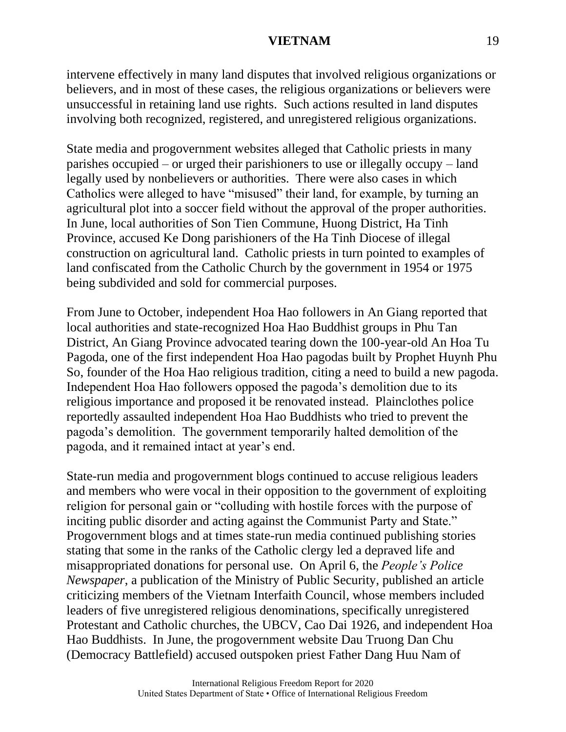intervene effectively in many land disputes that involved religious organizations or believers, and in most of these cases, the religious organizations or believers were unsuccessful in retaining land use rights. Such actions resulted in land disputes involving both recognized, registered, and unregistered religious organizations.

State media and progovernment websites alleged that Catholic priests in many parishes occupied – or urged their parishioners to use or illegally occupy – land legally used by nonbelievers or authorities. There were also cases in which Catholics were alleged to have "misused" their land, for example, by turning an agricultural plot into a soccer field without the approval of the proper authorities. In June, local authorities of Son Tien Commune, Huong District, Ha Tinh Province, accused Ke Dong parishioners of the Ha Tinh Diocese of illegal construction on agricultural land. Catholic priests in turn pointed to examples of land confiscated from the Catholic Church by the government in 1954 or 1975 being subdivided and sold for commercial purposes.

From June to October, independent Hoa Hao followers in An Giang reported that local authorities and state-recognized Hoa Hao Buddhist groups in Phu Tan District, An Giang Province advocated tearing down the 100-year-old An Hoa Tu Pagoda, one of the first independent Hoa Hao pagodas built by Prophet Huynh Phu So, founder of the Hoa Hao religious tradition, citing a need to build a new pagoda. Independent Hoa Hao followers opposed the pagoda's demolition due to its religious importance and proposed it be renovated instead. Plainclothes police reportedly assaulted independent Hoa Hao Buddhists who tried to prevent the pagoda's demolition. The government temporarily halted demolition of the pagoda, and it remained intact at year's end.

State-run media and progovernment blogs continued to accuse religious leaders and members who were vocal in their opposition to the government of exploiting religion for personal gain or "colluding with hostile forces with the purpose of inciting public disorder and acting against the Communist Party and State." Progovernment blogs and at times state-run media continued publishing stories stating that some in the ranks of the Catholic clergy led a depraved life and misappropriated donations for personal use. On April 6, the *People's Police Newspaper*, a publication of the Ministry of Public Security, published an article criticizing members of the Vietnam Interfaith Council, whose members included leaders of five unregistered religious denominations, specifically unregistered Protestant and Catholic churches, the UBCV, Cao Dai 1926, and independent Hoa Hao Buddhists. In June, the progovernment website Dau Truong Dan Chu (Democracy Battlefield) accused outspoken priest Father Dang Huu Nam of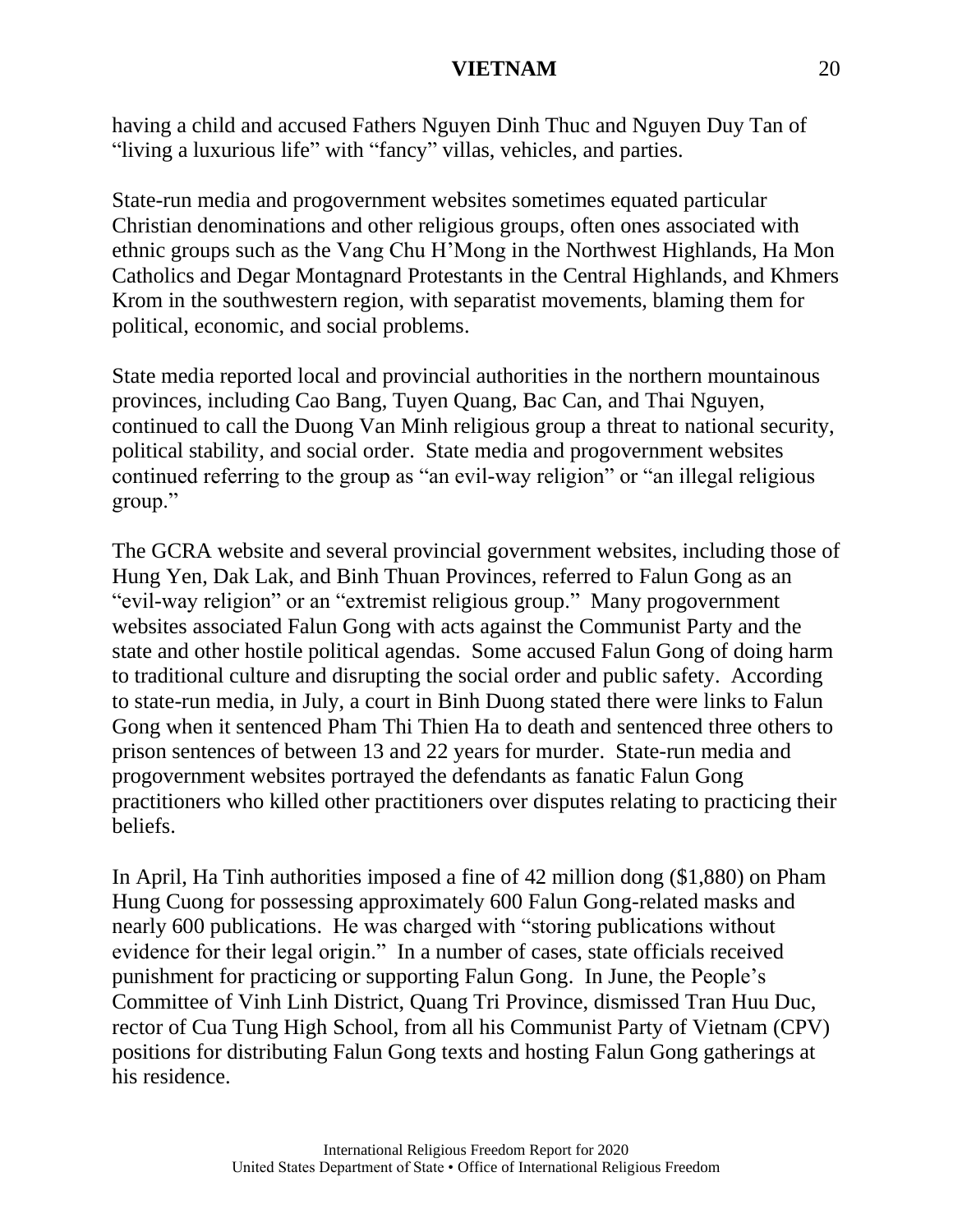having a child and accused Fathers Nguyen Dinh Thuc and Nguyen Duy Tan of "living a luxurious life" with "fancy" villas, vehicles, and parties.

State-run media and progovernment websites sometimes equated particular Christian denominations and other religious groups, often ones associated with ethnic groups such as the Vang Chu H'Mong in the Northwest Highlands, Ha Mon Catholics and Degar Montagnard Protestants in the Central Highlands, and Khmers Krom in the southwestern region, with separatist movements, blaming them for political, economic, and social problems.

State media reported local and provincial authorities in the northern mountainous provinces, including Cao Bang, Tuyen Quang, Bac Can, and Thai Nguyen, continued to call the Duong Van Minh religious group a threat to national security, political stability, and social order. State media and progovernment websites continued referring to the group as "an evil-way religion" or "an illegal religious group."

The GCRA website and several provincial government websites, including those of Hung Yen, Dak Lak, and Binh Thuan Provinces, referred to Falun Gong as an "evil-way religion" or an "extremist religious group." Many progovernment websites associated Falun Gong with acts against the Communist Party and the state and other hostile political agendas. Some accused Falun Gong of doing harm to traditional culture and disrupting the social order and public safety. According to state-run media, in July, a court in Binh Duong stated there were links to Falun Gong when it sentenced Pham Thi Thien Ha to death and sentenced three others to prison sentences of between 13 and 22 years for murder. State-run media and progovernment websites portrayed the defendants as fanatic Falun Gong practitioners who killed other practitioners over disputes relating to practicing their beliefs.

In April, Ha Tinh authorities imposed a fine of 42 million dong ($1,880) on Pham Hung Cuong for possessing approximately 600 Falun Gong-related masks and nearly 600 publications. He was charged with "storing publications without evidence for their legal origin." In a number of cases, state officials received punishment for practicing or supporting Falun Gong. In June, the People's Committee of Vinh Linh District, Quang Tri Province, dismissed Tran Huu Duc, rector of Cua Tung High School, from all his Communist Party of Vietnam (CPV) positions for distributing Falun Gong texts and hosting Falun Gong gatherings at his residence.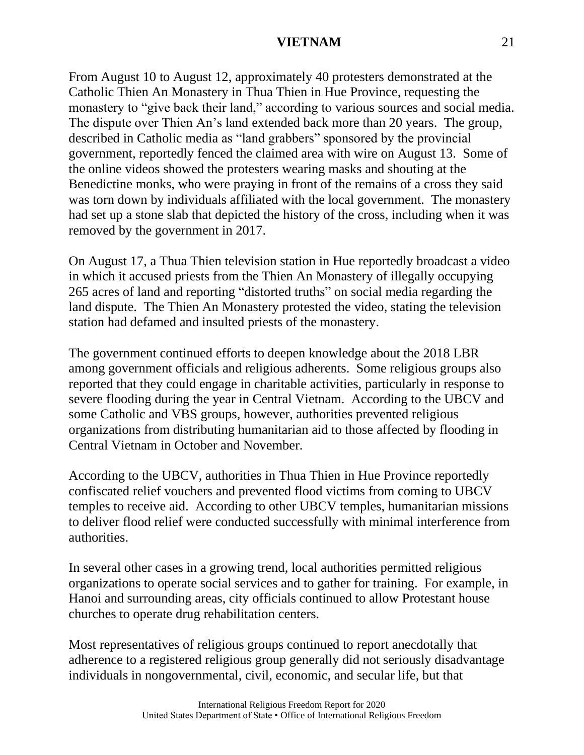From August 10 to August 12, approximately 40 protesters demonstrated at the Catholic Thien An Monastery in Thua Thien in Hue Province, requesting the monastery to "give back their land," according to various sources and social media. The dispute over Thien An's land extended back more than 20 years. The group, described in Catholic media as "land grabbers" sponsored by the provincial government, reportedly fenced the claimed area with wire on August 13. Some of the online videos showed the protesters wearing masks and shouting at the Benedictine monks, who were praying in front of the remains of a cross they said was torn down by individuals affiliated with the local government. The monastery had set up a stone slab that depicted the history of the cross, including when it was removed by the government in 2017.

On August 17, a Thua Thien television station in Hue reportedly broadcast a video in which it accused priests from the Thien An Monastery of illegally occupying 265 acres of land and reporting "distorted truths" on social media regarding the land dispute. The Thien An Monastery protested the video, stating the television station had defamed and insulted priests of the monastery.

The government continued efforts to deepen knowledge about the 2018 LBR among government officials and religious adherents. Some religious groups also reported that they could engage in charitable activities, particularly in response to severe flooding during the year in Central Vietnam. According to the UBCV and some Catholic and VBS groups, however, authorities prevented religious organizations from distributing humanitarian aid to those affected by flooding in Central Vietnam in October and November.

According to the UBCV, authorities in Thua Thien in Hue Province reportedly confiscated relief vouchers and prevented flood victims from coming to UBCV temples to receive aid. According to other UBCV temples, humanitarian missions to deliver flood relief were conducted successfully with minimal interference from authorities.

In several other cases in a growing trend, local authorities permitted religious organizations to operate social services and to gather for training. For example, in Hanoi and surrounding areas, city officials continued to allow Protestant house churches to operate drug rehabilitation centers.

Most representatives of religious groups continued to report anecdotally that adherence to a registered religious group generally did not seriously disadvantage individuals in nongovernmental, civil, economic, and secular life, but that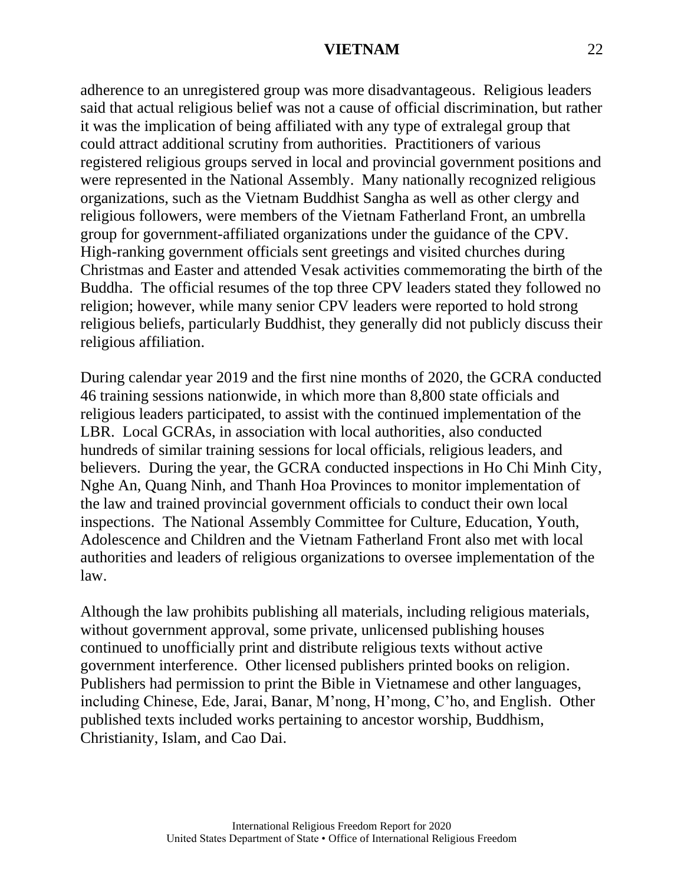adherence to an unregistered group was more disadvantageous. Religious leaders said that actual religious belief was not a cause of official discrimination, but rather it was the implication of being affiliated with any type of extralegal group that could attract additional scrutiny from authorities. Practitioners of various registered religious groups served in local and provincial government positions and were represented in the National Assembly. Many nationally recognized religious organizations, such as the Vietnam Buddhist Sangha as well as other clergy and religious followers, were members of the Vietnam Fatherland Front, an umbrella group for government-affiliated organizations under the guidance of the CPV. High-ranking government officials sent greetings and visited churches during Christmas and Easter and attended Vesak activities commemorating the birth of the Buddha. The official resumes of the top three CPV leaders stated they followed no religion; however, while many senior CPV leaders were reported to hold strong religious beliefs, particularly Buddhist, they generally did not publicly discuss their religious affiliation.

During calendar year 2019 and the first nine months of 2020, the GCRA conducted 46 training sessions nationwide, in which more than 8,800 state officials and religious leaders participated, to assist with the continued implementation of the LBR. Local GCRAs, in association with local authorities, also conducted hundreds of similar training sessions for local officials, religious leaders, and believers. During the year, the GCRA conducted inspections in Ho Chi Minh City, Nghe An, Quang Ninh, and Thanh Hoa Provinces to monitor implementation of the law and trained provincial government officials to conduct their own local inspections. The National Assembly Committee for Culture, Education, Youth, Adolescence and Children and the Vietnam Fatherland Front also met with local authorities and leaders of religious organizations to oversee implementation of the law.

Although the law prohibits publishing all materials, including religious materials, without government approval, some private, unlicensed publishing houses continued to unofficially print and distribute religious texts without active government interference. Other licensed publishers printed books on religion. Publishers had permission to print the Bible in Vietnamese and other languages, including Chinese, Ede, Jarai, Banar, M'nong, H'mong, C'ho, and English. Other published texts included works pertaining to ancestor worship, Buddhism, Christianity, Islam, and Cao Dai.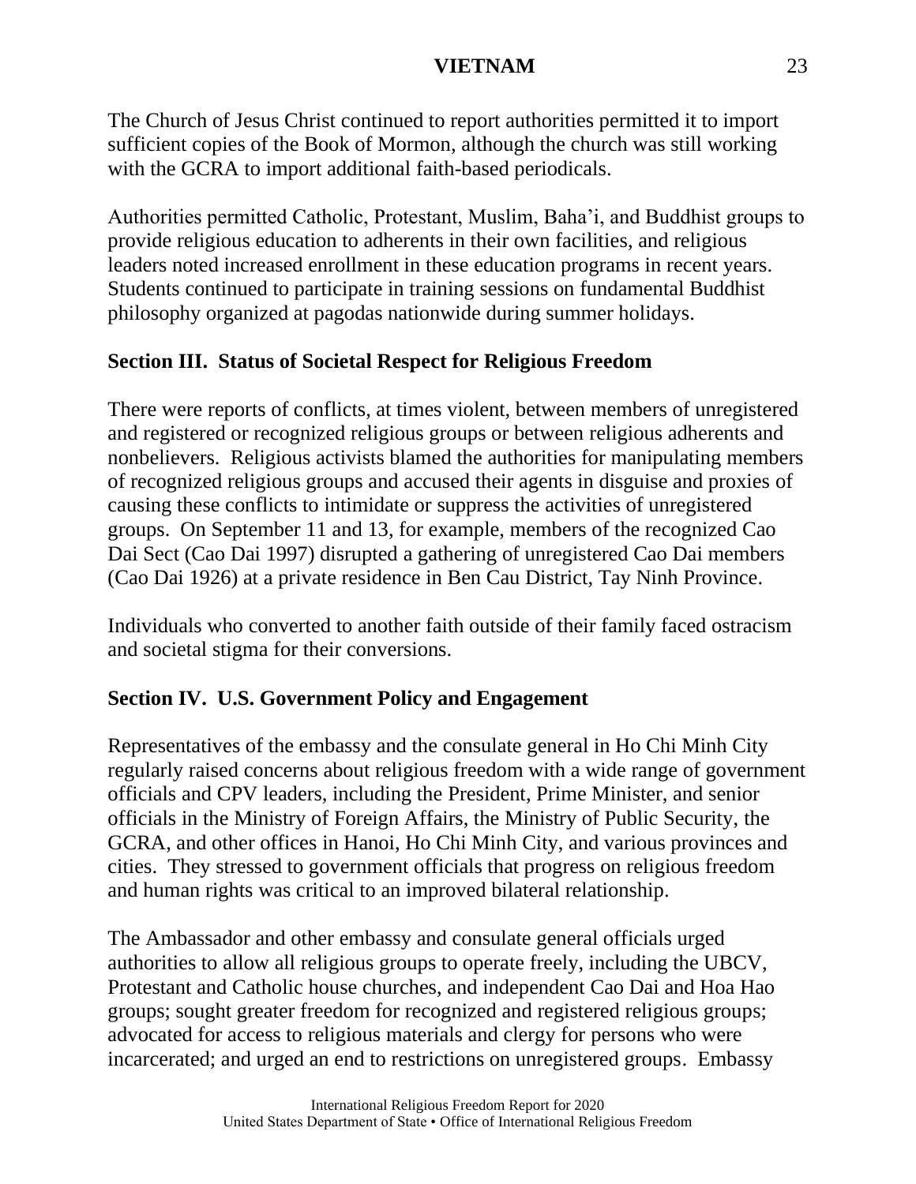The Church of Jesus Christ continued to report authorities permitted it to import sufficient copies of the Book of Mormon, although the church was still working with the GCRA to import additional faith-based periodicals.

Authorities permitted Catholic, Protestant, Muslim, Baha'i, and Buddhist groups to provide religious education to adherents in their own facilities, and religious leaders noted increased enrollment in these education programs in recent years. Students continued to participate in training sessions on fundamental Buddhist philosophy organized at pagodas nationwide during summer holidays.

## Section III. Status of Societal Respect for Religious Freedom

There were reports of conflicts, at times violent, between members of unregistered and registered or recognized religious groups or between religious adherents and nonbelievers. Religious activists blamed the authorities for manipulating members of recognized religious groups and accused their agents in disguise and proxies of causing these conflicts to intimidate or suppress the activities of unregistered groups. On September 11 and 13, for example, members of the recognized Cao Dai Sect (Cao Dai 1997) disrupted a gathering of unregistered Cao Dai members (Cao Dai 1926) at a private residence in Ben Cau District, Tay Ninh Province.

Individuals who converted to another faith outside of their family faced ostracism and societal stigma for their conversions.

## Section IV. U.S. Government Policy and Engagement

Representatives of the embassy and the consulate general in Ho Chi Minh City regularly raised concerns about religious freedom with a wide range of government officials and CPV leaders, including the President, Prime Minister, and senior officials in the Ministry of Foreign Affairs, the Ministry of Public Security, the GCRA, and other offices in Hanoi, Ho Chi Minh City, and various provinces and cities. They stressed to government officials that progress on religious freedom and human rights was critical to an improved bilateral relationship.

The Ambassador and other embassy and consulate general officials urged authorities to allow all religious groups to operate freely, including the UBCV, Protestant and Catholic house churches, and independent Cao Dai and Hoa Hao groups; sought greater freedom for recognized and registered religious groups; advocated for access to religious materials and clergy for persons who were incarcerated; and urged an end to restrictions on unregistered groups. Embassy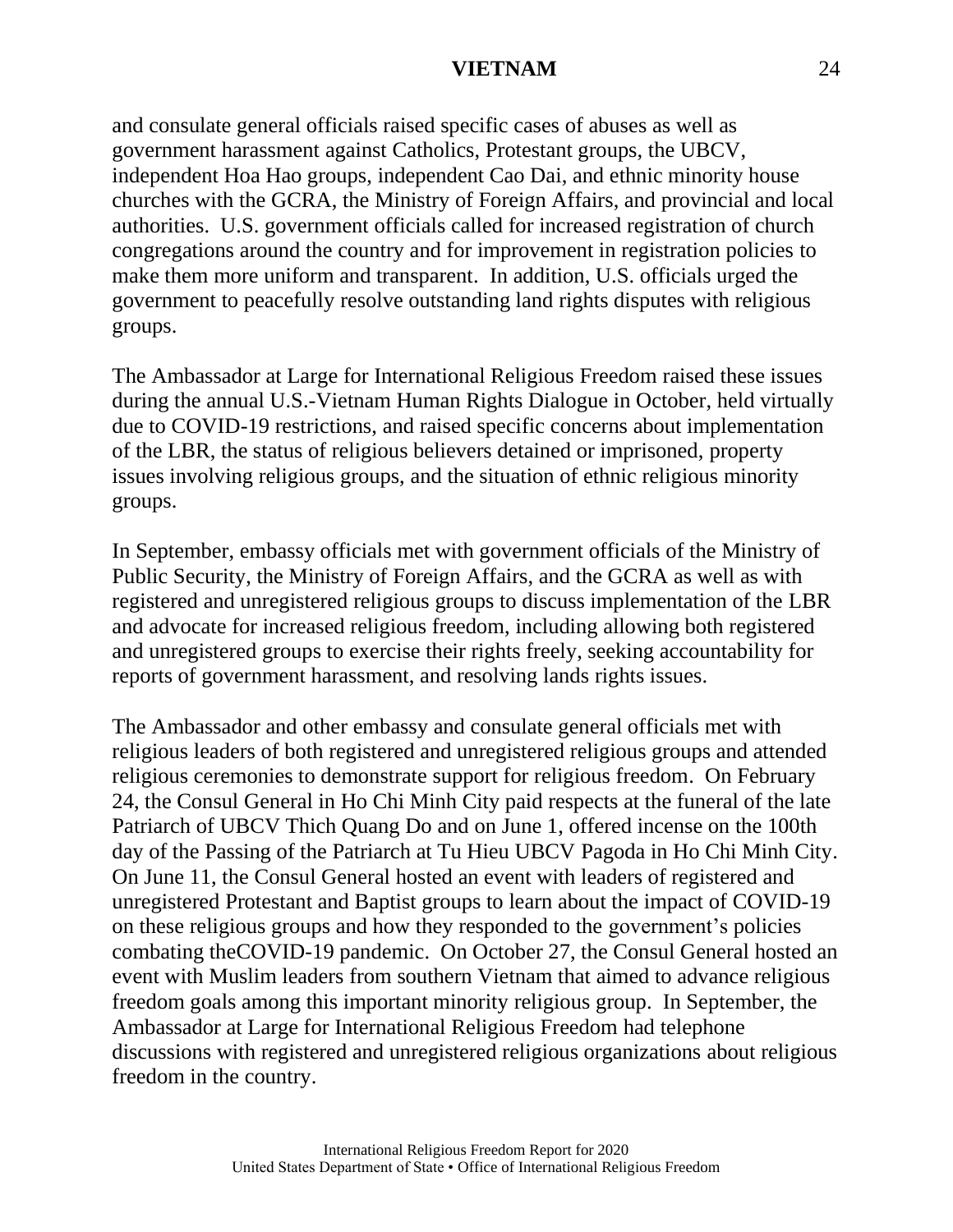and consulate general officials raised specific cases of abuses as well as government harassment against Catholics, Protestant groups, the UBCV, independent Hoa Hao groups, independent Cao Dai, and ethnic minority house churches with the GCRA, the Ministry of Foreign Affairs, and provincial and local authorities. U.S. government officials called for increased registration of church congregations around the country and for improvement in registration policies to make them more uniform and transparent. In addition, U.S. officials urged the government to peacefully resolve outstanding land rights disputes with religious groups.

The Ambassador at Large for International Religious Freedom raised these issues during the annual U.S.-Vietnam Human Rights Dialogue in October, held virtually due to COVID-19 restrictions, and raised specific concerns about implementation of the LBR, the status of religious believers detained or imprisoned, property issues involving religious groups, and the situation of ethnic religious minority groups.

In September, embassy officials met with government officials of the Ministry of Public Security, the Ministry of Foreign Affairs, and the GCRA as well as with registered and unregistered religious groups to discuss implementation of the LBR and advocate for increased religious freedom, including allowing both registered and unregistered groups to exercise their rights freely, seeking accountability for reports of government harassment, and resolving lands rights issues.

The Ambassador and other embassy and consulate general officials met with religious leaders of both registered and unregistered religious groups and attended religious ceremonies to demonstrate support for religious freedom. On February 24, the Consul General in Ho Chi Minh City paid respects at the funeral of the late Patriarch of UBCV Thich Quang Do and on June 1, offered incense on the 100th day of the Passing of the Patriarch at Tu Hieu UBCV Pagoda in Ho Chi Minh City. On June 11, the Consul General hosted an event with leaders of registered and unregistered Protestant and Baptist groups to learn about the impact of COVID-19 on these religious groups and how they responded to the government's policies combating theCOVID-19 pandemic. On October 27, the Consul General hosted an event with Muslim leaders from southern Vietnam that aimed to advance religious freedom goals among this important minority religious group. In September, the Ambassador at Large for International Religious Freedom had telephone discussions with registered and unregistered religious organizations about religious freedom in the country.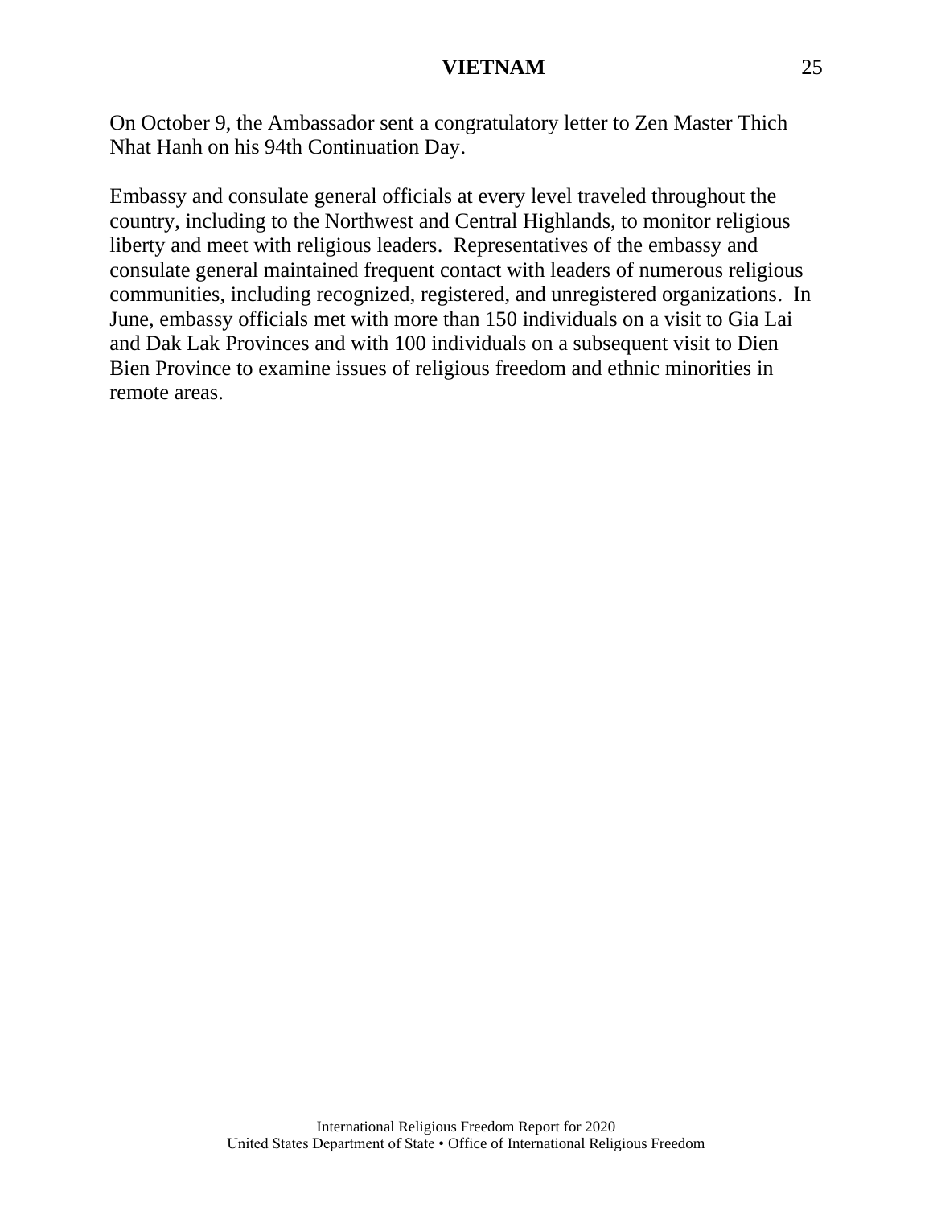On October 9, the Ambassador sent a congratulatory letter to Zen Master Thich Nhat Hanh on his 94th Continuation Day.

Embassy and consulate general officials at every level traveled throughout the country, including to the Northwest and Central Highlands, to monitor religious liberty and meet with religious leaders. Representatives of the embassy and consulate general maintained frequent contact with leaders of numerous religious communities, including recognized, registered, and unregistered organizations. In June, embassy officials met with more than 150 individuals on a visit to Gia Lai and Dak Lak Provinces and with 100 individuals on a subsequent visit to Dien Bien Province to examine issues of religious freedom and ethnic minorities in remote areas.